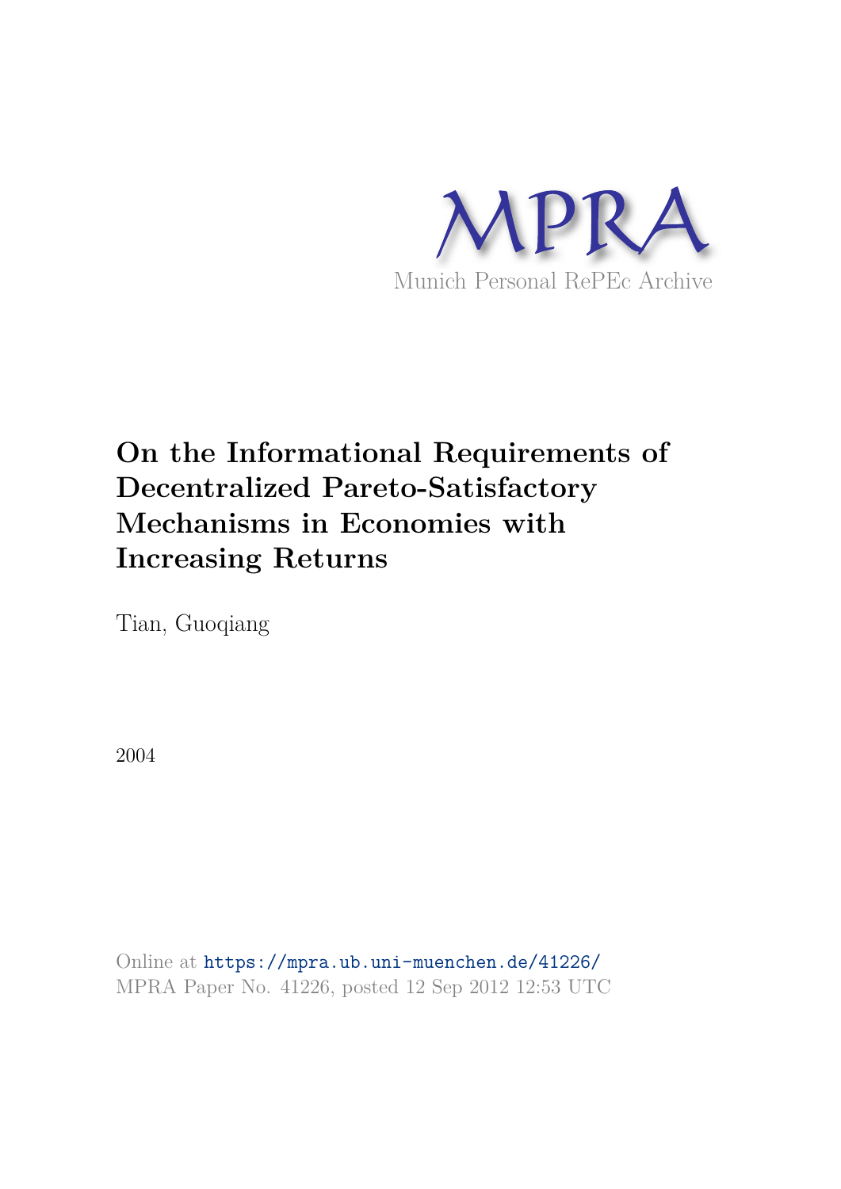MPRA

Munich Personal RePEc Archive

# On the Informational Requirements of Decentralized Pareto-Satisfactory Mechanisms in Economies with Increasing Returns

Tian, Guoqiang

2004

Online at https://mpra.ub.uni-muenchen.de/41226/
MPRA Paper No. 41226, posted 12 Sep 2012 12:53 UTC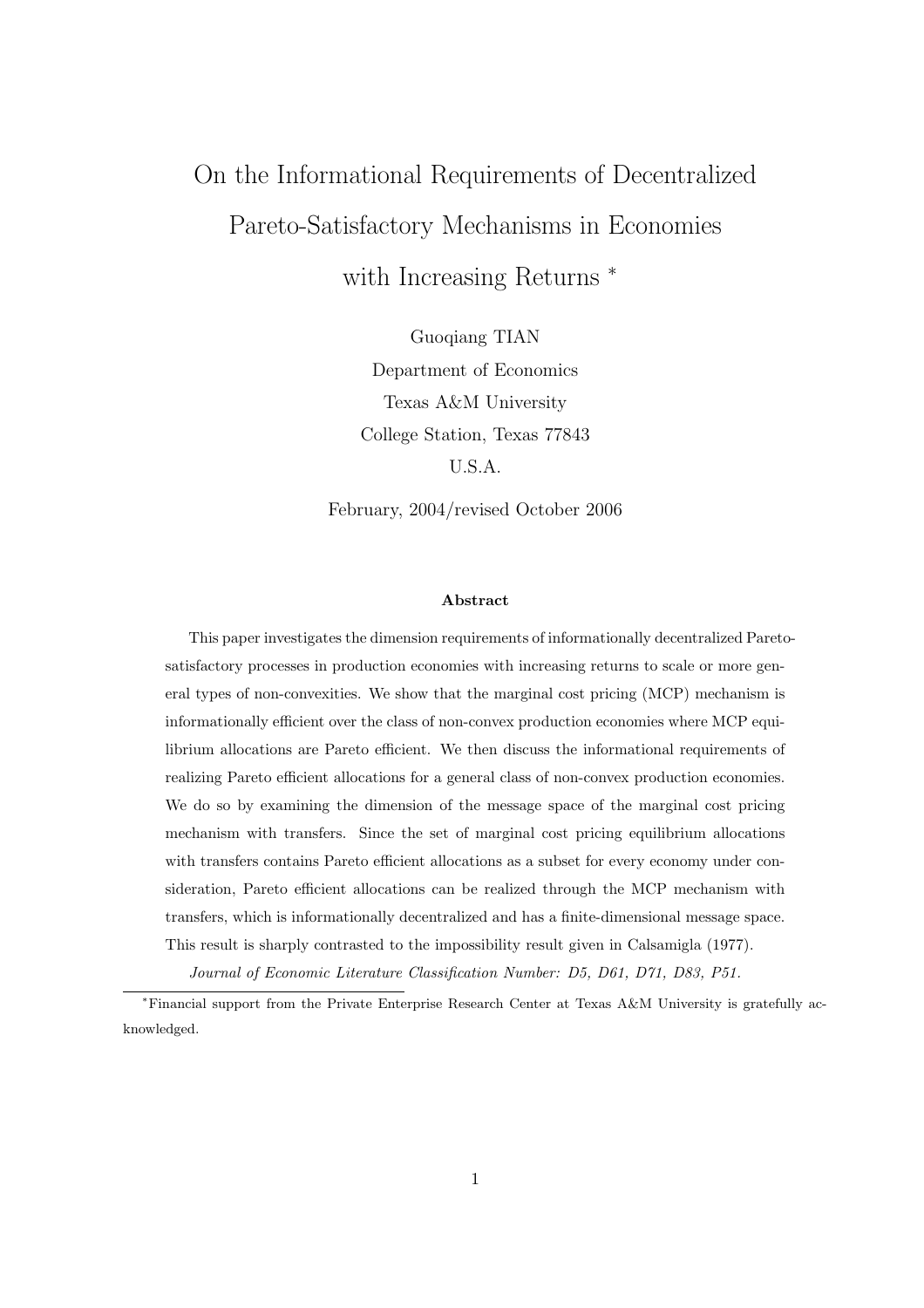# On the Informational Requirements of Decentralized Pareto-Satisfactory Mechanisms in Economies with Increasing Returns *

Guoqiang TIAN

Department of Economics

Texas A&M University

College Station, Texas 77843

U.S.A.

February, 2004/revised October 2006

### Abstract

This paper investigates the dimension requirements of informationally decentralized Pareto-satisfactory processes in production economies with increasing returns to scale or more general types of non-convexities. We show that the marginal cost pricing (MCP) mechanism is informationally efficient over the class of non-convex production economies where MCP equilibrium allocations are Pareto efficient. We then discuss the informational requirements of realizing Pareto efficient allocations for a general class of non-convex production economies. We do so by examining the dimension of the message space of the marginal cost pricing mechanism with transfers. Since the set of marginal cost pricing equilibrium allocations with transfers contains Pareto efficient allocations as a subset for every economy under consideration, Pareto efficient allocations can be realized through the MCP mechanism with transfers, which is informationally decentralized and has a finite-dimensional message space. This result is sharply contrasted to the impossibility result given in Calsamigla (1977).

*Journal of Economic Literature Classification Number: D5, D61, D71, D83, P51.*

---

*Financial support from the Private Enterprise Research Center at Texas A&M University is gratefully acknowledged.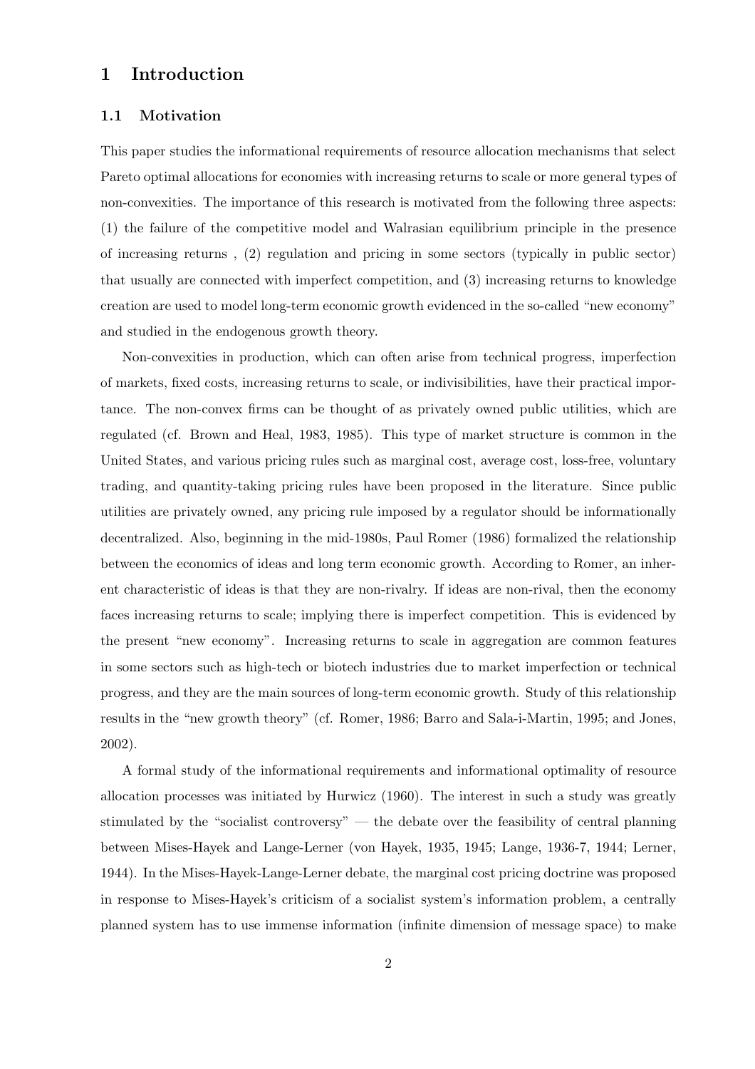# 1 Introduction

## 1.1 Motivation

This paper studies the informational requirements of resource allocation mechanisms that select Pareto optimal allocations for economies with increasing returns to scale or more general types of non-convexities. The importance of this research is motivated from the following three aspects: (1) the failure of the competitive model and Walrasian equilibrium principle in the presence of increasing returns , (2) regulation and pricing in some sectors (typically in public sector) that usually are connected with imperfect competition, and (3) increasing returns to knowledge creation are used to model long-term economic growth evidenced in the so-called "new economy" and studied in the endogenous growth theory.

Non-convexities in production, which can often arise from technical progress, imperfection of markets, fixed costs, increasing returns to scale, or indivisibilities, have their practical importance. The non-convex firms can be thought of as privately owned public utilities, which are regulated (cf. Brown and Heal, 1983, 1985). This type of market structure is common in the United States, and various pricing rules such as marginal cost, average cost, loss-free, voluntary trading, and quantity-taking pricing rules have been proposed in the literature. Since public utilities are privately owned, any pricing rule imposed by a regulator should be informationally decentralized. Also, beginning in the mid-1980s, Paul Romer (1986) formalized the relationship between the economics of ideas and long term economic growth. According to Romer, an inherent characteristic of ideas is that they are non-rivalry. If ideas are non-rival, then the economy faces increasing returns to scale; implying there is imperfect competition. This is evidenced by the present "new economy". Increasing returns to scale in aggregation are common features in some sectors such as high-tech or biotech industries due to market imperfection or technical progress, and they are the main sources of long-term economic growth. Study of this relationship results in the "new growth theory" (cf. Romer, 1986; Barro and Sala-i-Martin, 1995; and Jones, 2002).

A formal study of the informational requirements and informational optimality of resource allocation processes was initiated by Hurwicz (1960). The interest in such a study was greatly stimulated by the "socialist controversy" — the debate over the feasibility of central planning between Mises-Hayek and Lange-Lerner (von Hayek, 1935, 1945; Lange, 1936-7, 1944; Lerner, 1944). In the Mises-Hayek-Lange-Lerner debate, the marginal cost pricing doctrine was proposed in response to Mises-Hayek's criticism of a socialist system's information problem, a centrally planned system has to use immense information (infinite dimension of message space) to make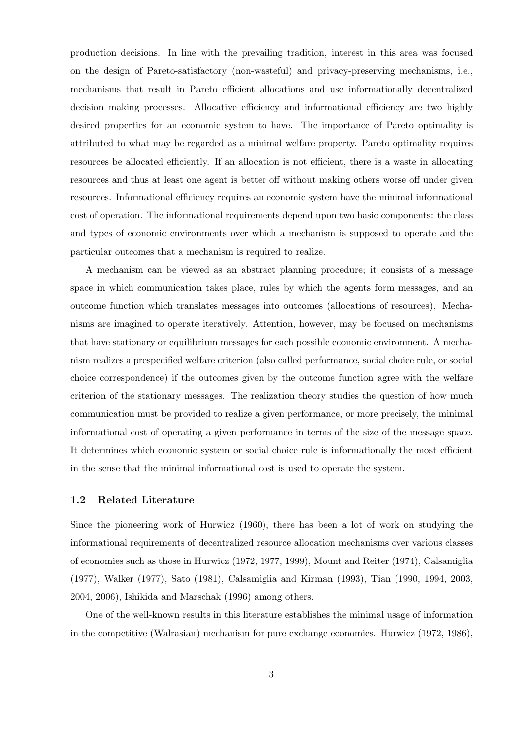production decisions. In line with the prevailing tradition, interest in this area was focused on the design of Pareto-satisfactory (non-wasteful) and privacy-preserving mechanisms, i.e., mechanisms that result in Pareto efficient allocations and use informationally decentralized decision making processes. Allocative efficiency and informational efficiency are two highly desired properties for an economic system to have. The importance of Pareto optimality is attributed to what may be regarded as a minimal welfare property. Pareto optimality requires resources be allocated efficiently. If an allocation is not efficient, there is a waste in allocating resources and thus at least one agent is better off without making others worse off under given resources. Informational efficiency requires an economic system have the minimal informational cost of operation. The informational requirements depend upon two basic components: the class and types of economic environments over which a mechanism is supposed to operate and the particular outcomes that a mechanism is required to realize.

A mechanism can be viewed as an abstract planning procedure; it consists of a message space in which communication takes place, rules by which the agents form messages, and an outcome function which translates messages into outcomes (allocations of resources). Mechanisms are imagined to operate iteratively. Attention, however, may be focused on mechanisms that have stationary or equilibrium messages for each possible economic environment. A mechanism realizes a prespecified welfare criterion (also called performance, social choice rule, or social choice correspondence) if the outcomes given by the outcome function agree with the welfare criterion of the stationary messages. The realization theory studies the question of how much communication must be provided to realize a given performance, or more precisely, the minimal informational cost of operating a given performance in terms of the size of the message space. It determines which economic system or social choice rule is informationally the most efficient in the sense that the minimal informational cost is used to operate the system.

### 1.2 Related Literature

Since the pioneering work of Hurwicz (1960), there has been a lot of work on studying the informational requirements of decentralized resource allocation mechanisms over various classes of economies such as those in Hurwicz (1972, 1977, 1999), Mount and Reiter (1974), Calsamiglia (1977), Walker (1977), Sato (1981), Calsamiglia and Kirman (1993), Tian (1990, 1994, 2003, 2004, 2006), Ishikida and Marschak (1996) among others.

One of the well-known results in this literature establishes the minimal usage of information in the competitive (Walrasian) mechanism for pure exchange economies. Hurwicz (1972, 1986),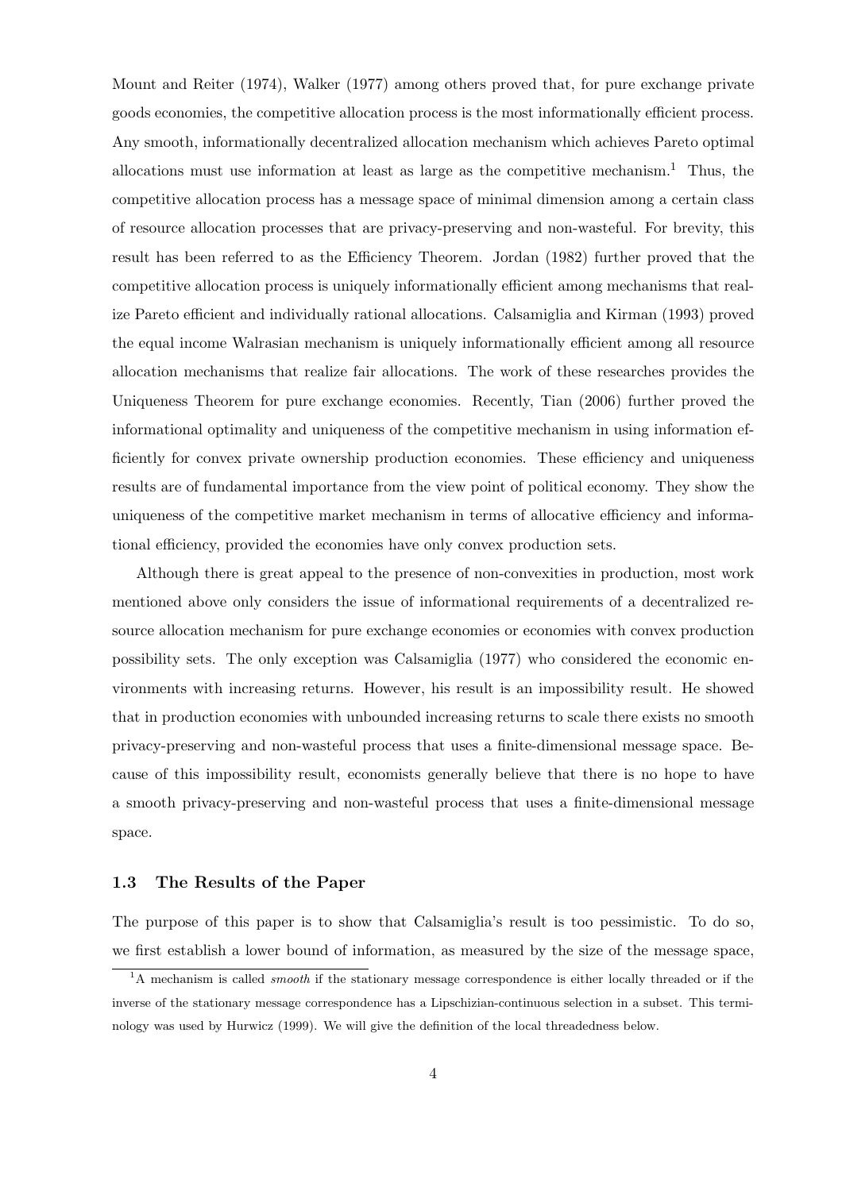Mount and Reiter (1974), Walker (1977) among others proved that, for pure exchange private goods economies, the competitive allocation process is the most informationally efficient process. Any smooth, informationally decentralized allocation mechanism which achieves Pareto optimal allocations must use information at least as large as the competitive mechanism.[1] Thus, the competitive allocation process has a message space of minimal dimension among a certain class of resource allocation processes that are privacy-preserving and non-wasteful. For brevity, this result has been referred to as the Efficiency Theorem. Jordan (1982) further proved that the competitive allocation process is uniquely informationally efficient among mechanisms that realize Pareto efficient and individually rational allocations. Calsamiglia and Kirman (1993) proved the equal income Walrasian mechanism is uniquely informationally efficient among all resource allocation mechanisms that realize fair allocations. The work of these researches provides the Uniqueness Theorem for pure exchange economies. Recently, Tian (2006) further proved the informational optimality and uniqueness of the competitive mechanism in using information efficiently for convex private ownership production economies. These efficiency and uniqueness results are of fundamental importance from the view point of political economy. They show the uniqueness of the competitive market mechanism in terms of allocative efficiency and informational efficiency, provided the economies have only convex production sets.

Although there is great appeal to the presence of non-convexities in production, most work mentioned above only considers the issue of informational requirements of a decentralized resource allocation mechanism for pure exchange economies or economies with convex production possibility sets. The only exception was Calsamiglia (1977) who considered the economic environments with increasing returns. However, his result is an impossibility result. He showed that in production economies with unbounded increasing returns to scale there exists no smooth privacy-preserving and non-wasteful process that uses a finite-dimensional message space. Because of this impossibility result, economists generally believe that there is no hope to have a smooth privacy-preserving and non-wasteful process that uses a finite-dimensional message space.

### 1.3 The Results of the Paper

The purpose of this paper is to show that Calsamiglia's result is too pessimistic. To do so, we first establish a lower bound of information, as measured by the size of the message space,

[1] A mechanism is called *smooth* if the stationary message correspondence is either locally threaded or if the inverse of the stationary message correspondence has a Lipschizian-continuous selection in a subset. This terminology was used by Hurwicz (1999). We will give the definition of the local threadedness below.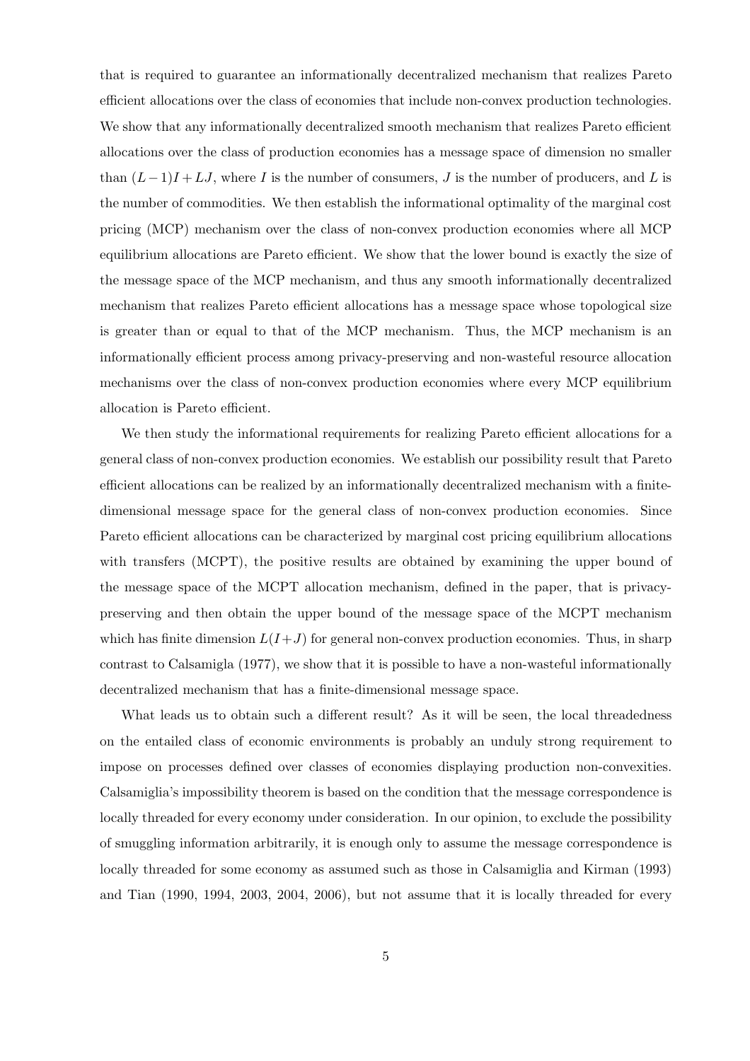that is required to guarantee an informationally decentralized mechanism that realizes Pareto efficient allocations over the class of economies that include non-convex production technologies. We show that any informationally decentralized smooth mechanism that realizes Pareto efficient allocations over the class of production economies has a message space of dimension no smaller than $(L-1)I + LJ$, where $I$ is the number of consumers, $J$ is the number of producers, and $L$ is the number of commodities. We then establish the informational optimality of the marginal cost pricing (MCP) mechanism over the class of non-convex production economies where all MCP equilibrium allocations are Pareto efficient. We show that the lower bound is exactly the size of the message space of the MCP mechanism, and thus any smooth informationally decentralized mechanism that realizes Pareto efficient allocations has a message space whose topological size is greater than or equal to that of the MCP mechanism. Thus, the MCP mechanism is an informationally efficient process among privacy-preserving and non-wasteful resource allocation mechanisms over the class of non-convex production economies where every MCP equilibrium allocation is Pareto efficient.

We then study the informational requirements for realizing Pareto efficient allocations for a general class of non-convex production economies. We establish our possibility result that Pareto efficient allocations can be realized by an informationally decentralized mechanism with a finite-dimensional message space for the general class of non-convex production economies. Since Pareto efficient allocations can be characterized by marginal cost pricing equilibrium allocations with transfers (MCPT), the positive results are obtained by examining the upper bound of the message space of the MCPT allocation mechanism, defined in the paper, that is privacy-preserving and then obtain the upper bound of the message space of the MCPT mechanism which has finite dimension $L(I+J)$ for general non-convex production economies. Thus, in sharp contrast to Calsamigla (1977), we show that it is possible to have a non-wasteful informationally decentralized mechanism that has a finite-dimensional message space.

What leads us to obtain such a different result? As it will be seen, the local threadedness on the entailed class of economic environments is probably an unduly strong requirement to impose on processes defined over classes of economies displaying production non-convexities. Calsamiglia's impossibility theorem is based on the condition that the message correspondence is locally threaded for every economy under consideration. In our opinion, to exclude the possibility of smuggling information arbitrarily, it is enough only to assume the message correspondence is locally threaded for some economy as assumed such as those in Calsamiglia and Kirman (1993) and Tian (1990, 1994, 2003, 2004, 2006), but not assume that it is locally threaded for every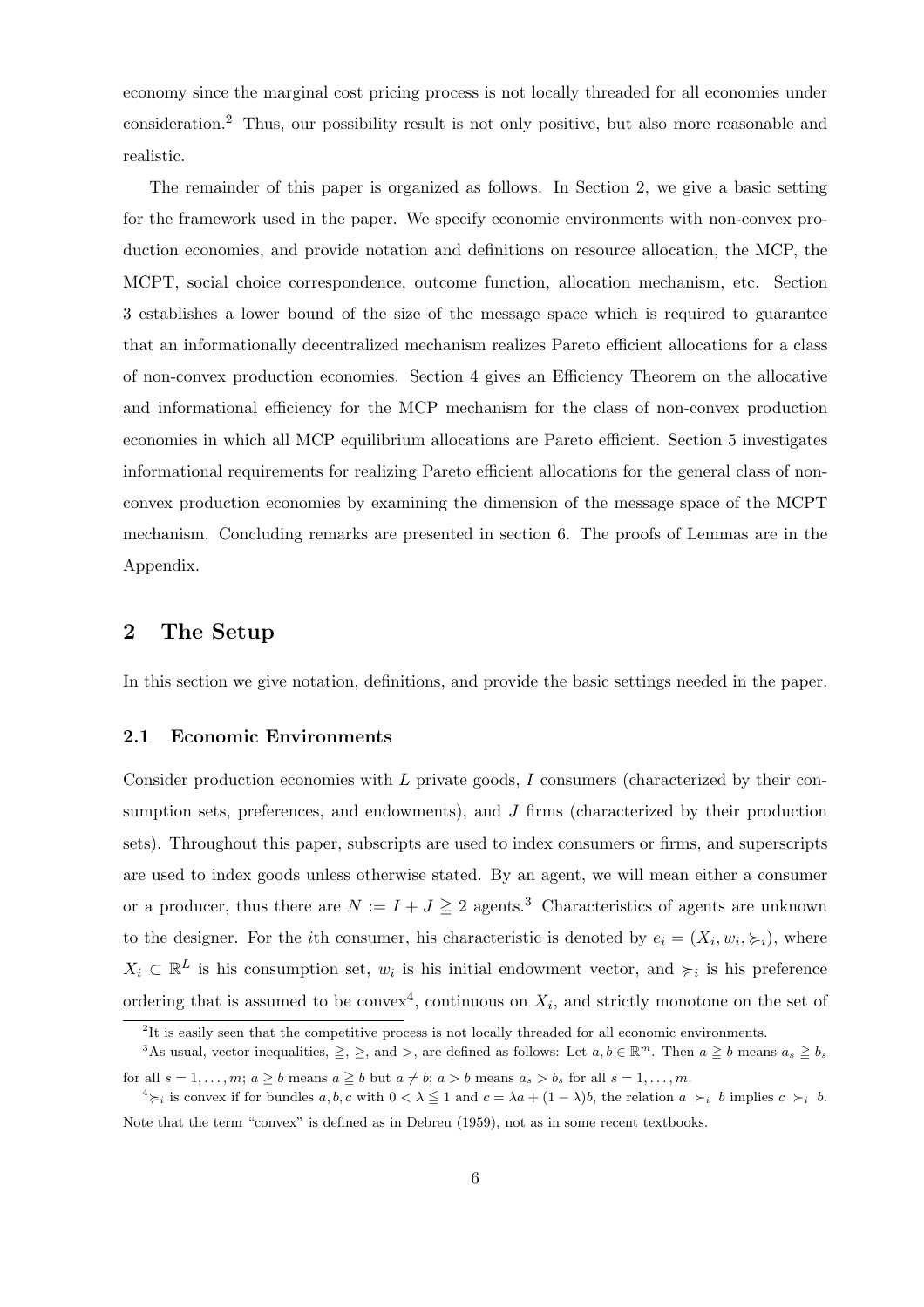economy since the marginal cost pricing process is not locally threaded for all economies under consideration.[2] Thus, our possibility result is not only positive, but also more reasonable and realistic.

The remainder of this paper is organized as follows. In Section 2, we give a basic setting for the framework used in the paper. We specify economic environments with non-convex production economies, and provide notation and definitions on resource allocation, the MCP, the MCPT, social choice correspondence, outcome function, allocation mechanism, etc. Section 3 establishes a lower bound of the size of the message space which is required to guarantee that an informationally decentralized mechanism realizes Pareto efficient allocations for a class of non-convex production economies. Section 4 gives an Efficiency Theorem on the allocative and informational efficiency for the MCP mechanism for the class of non-convex production economies in which all MCP equilibrium allocations are Pareto efficient. Section 5 investigates informational requirements for realizing Pareto efficient allocations for the general class of non-convex production economies by examining the dimension of the message space of the MCPT mechanism. Concluding remarks are presented in section 6. The proofs of Lemmas are in the Appendix.

## 2 The Setup

In this section we give notation, definitions, and provide the basic settings needed in the paper.

### 2.1 Economic Environments

Consider production economies with $L$ private goods, $I$ consumers (characterized by their consumption sets, preferences, and endowments), and $J$ firms (characterized by their production sets). Throughout this paper, subscripts are used to index consumers or firms, and superscripts are used to index goods unless otherwise stated. By an agent, we will mean either a consumer or a producer, thus there are $N := I + J \geqq 2$ agents.[3] Characteristics of agents are unknown to the designer. For the $i$th consumer, his characteristic is denoted by $e_i = (X_i, w_i, \succcurlyeq_i)$, where $X_i \subset \mathbb{R}^L$ is his consumption set, $w_i$ is his initial endowment vector, and $\succcurlyeq_i$ is his preference ordering that is assumed to be convex[4], continuous on $X_i$, and strictly monotone on the set of

---

[2] It is easily seen that the competitive process is not locally threaded for all economic environments.

[3] As usual, vector inequalities, $\geqq$, $\geq$, and $>$, are defined as follows: Let $a, b \in \mathbb{R}^m$. Then $a \geqq b$ means $a_s \geqq b_s$ for all $s = 1, \ldots, m$; $a \geq b$ means $a \geqq b$ but $a \neq b$; $a > b$ means $a_s > b_s$ for all $s = 1, \ldots, m$.

[4] $\succcurlyeq_i$ is convex if for bundles $a, b, c$ with $0 < \lambda \leqq 1$ and $c = \lambda a + (1-\lambda)b$, the relation $a \succ_i b$ implies $c \succ_i b$. Note that the term "convex" is defined as in Debreu (1959), not as in some recent textbooks.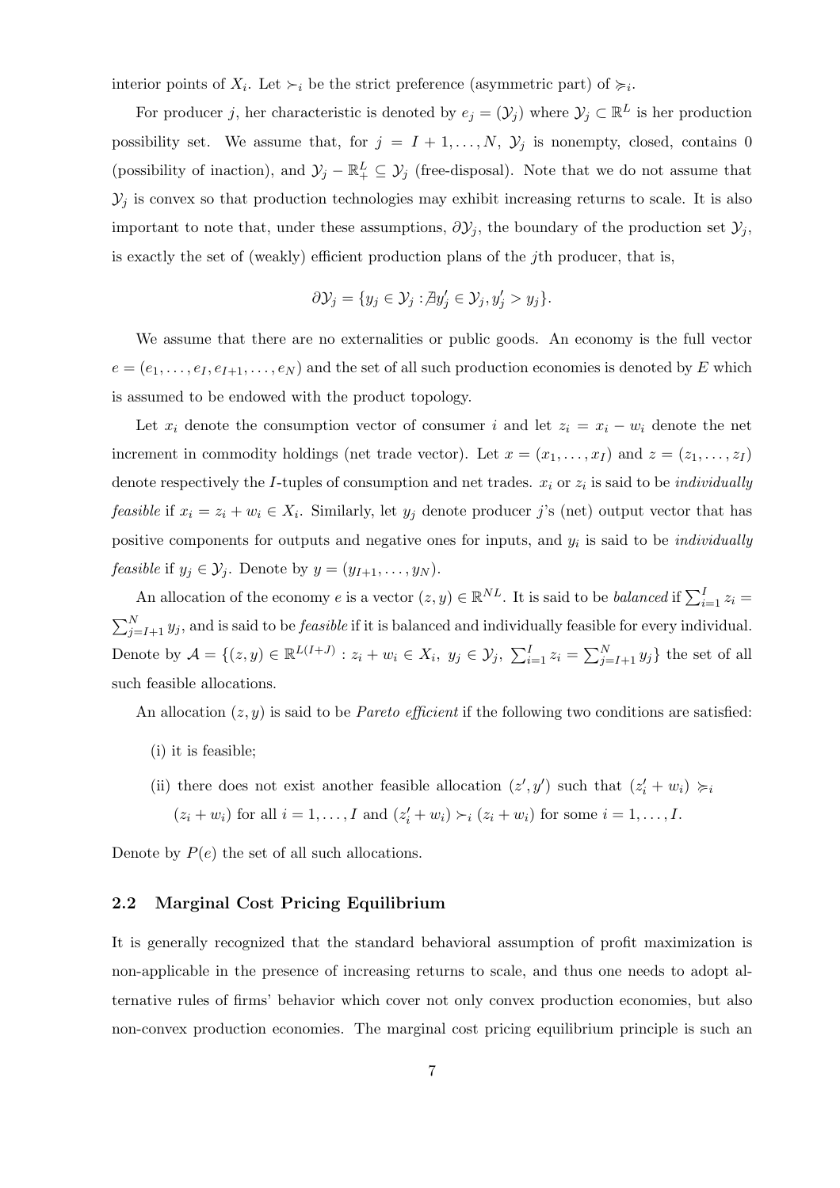interior points of $X_i$. Let $\succ_i$ be the strict preference (asymmetric part) of $\succcurlyeq_i$.

For producer $j$, her characteristic is denoted by $e_j = (\mathcal{Y}_j)$ where $\mathcal{Y}_j \subset \mathbb{R}^L$ is her production possibility set. We assume that, for $j = I+1, \ldots, N$, $\mathcal{Y}_j$ is nonempty, closed, contains 0 (possibility of inaction), and $\mathcal{Y}_j - \mathbb{R}^L_+ \subseteq \mathcal{Y}_j$ (free-disposal). Note that we do not assume that $\mathcal{Y}_j$ is convex so that production technologies may exhibit increasing returns to scale. It is also important to note that, under these assumptions, $\partial \mathcal{Y}_j$, the boundary of the production set $\mathcal{Y}_j$, is exactly the set of (weakly) efficient production plans of the $j$th producer, that is,

$$\partial \mathcal{Y}_j = \{y_j \in \mathcal{Y}_j : \nexists y'_j \in \mathcal{Y}_j, y'_j > y_j\}.$$

We assume that there are no externalities or public goods. An economy is the full vector $e = (e_1, \ldots, e_I, e_{I+1}, \ldots, e_N)$ and the set of all such production economies is denoted by $E$ which is assumed to be endowed with the product topology.

Let $x_i$ denote the consumption vector of consumer $i$ and let $z_i = x_i - w_i$ denote the net increment in commodity holdings (net trade vector). Let $x = (x_1, \ldots, x_I)$ and $z = (z_1, \ldots, z_I)$ denote respectively the $I$-tuples of consumption and net trades. $x_i$ or $z_i$ is said to be *individually feasible* if $x_i = z_i + w_i \in X_i$. Similarly, let $y_j$ denote producer $j$'s (net) output vector that has positive components for outputs and negative ones for inputs, and $y_i$ is said to be *individually feasible* if $y_j \in \mathcal{Y}_j$. Denote by $y = (y_{I+1}, \ldots, y_N)$.

An allocation of the economy $e$ is a vector $(z, y) \in \mathbb{R}^{NL}$. It is said to be *balanced* if $\sum_{i=1}^{I} z_i = \sum_{j=I+1}^{N} y_j$, and is said to be *feasible* if it is balanced and individually feasible for every individual. Denote by $\mathcal{A} = \{(z, y) \in \mathbb{R}^{L(I+J)} : z_i + w_i \in X_i,\ y_j \in \mathcal{Y}_j,\ \sum_{i=1}^{I} z_i = \sum_{j=I+1}^{N} y_j\}$ the set of all such feasible allocations.

An allocation $(z, y)$ is said to be *Pareto efficient* if the following two conditions are satisfied:

(i) it is feasible;

(ii) there does not exist another feasible allocation $(z', y')$ such that $(z'_i + w_i) \succcurlyeq_i (z_i + w_i)$ for all $i = 1, \ldots, I$ and $(z'_i + w_i) \succ_i (z_i + w_i)$ for some $i = 1, \ldots, I$.

Denote by $P(e)$ the set of all such allocations.

### 2.2 Marginal Cost Pricing Equilibrium

It is generally recognized that the standard behavioral assumption of profit maximization is non-applicable in the presence of increasing returns to scale, and thus one needs to adopt alternative rules of firms' behavior which cover not only convex production economies, but also non-convex production economies. The marginal cost pricing equilibrium principle is such an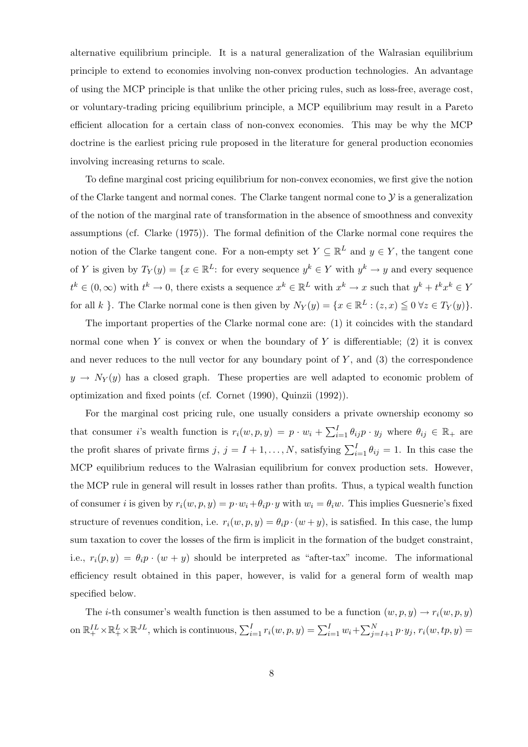alternative equilibrium principle. It is a natural generalization of the Walrasian equilibrium principle to extend to economies involving non-convex production technologies. An advantage of using the MCP principle is that unlike the other pricing rules, such as loss-free, average cost, or voluntary-trading pricing equilibrium principle, a MCP equilibrium may result in a Pareto efficient allocation for a certain class of non-convex economies. This may be why the MCP doctrine is the earliest pricing rule proposed in the literature for general production economies involving increasing returns to scale.

To define marginal cost pricing equilibrium for non-convex economies, we first give the notion of the Clarke tangent and normal cones. The Clarke tangent normal cone to $\mathcal{Y}$ is a generalization of the notion of the marginal rate of transformation in the absence of smoothness and convexity assumptions (cf. Clarke (1975)). The formal definition of the Clarke normal cone requires the notion of the Clarke tangent cone. For a non-empty set $Y \subseteq \mathbb{R}^L$ and $y \in Y$, the tangent cone of $Y$ is given by $T_Y(y) = \{x \in \mathbb{R}^L$: for every sequence $y^k \in Y$ with $y^k \to y$ and every sequence $t^k \in (0, \infty)$ with $t^k \to 0$, there exists a sequence $x^k \in \mathbb{R}^L$ with $x^k \to x$ such that $y^k + t^k x^k \in Y$ for all $k$ $\}$. The Clarke normal cone is then given by $N_Y(y) = \{x \in \mathbb{R}^L : (z, x) \leqq 0 \; \forall z \in T_Y(y)\}$.

The important properties of the Clarke normal cone are: (1) it coincides with the standard normal cone when $Y$ is convex or when the boundary of $Y$ is differentiable; (2) it is convex and never reduces to the null vector for any boundary point of $Y$, and (3) the correspondence $y \to N_Y(y)$ has a closed graph. These properties are well adapted to economic problem of optimization and fixed points (cf. Cornet (1990), Quinzii (1992)).

For the marginal cost pricing rule, one usually considers a private ownership economy so that consumer $i$'s wealth function is $r_i(w, p, y) = p \cdot w_i + \sum_{i=1}^{I} \theta_{ij} p \cdot y_j$ where $\theta_{ij} \in \mathbb{R}_+$ are the profit shares of private firms $j$, $j = I+1, \ldots, N$, satisfying $\sum_{i=1}^{I} \theta_{ij} = 1$. In this case the MCP equilibrium reduces to the Walrasian equilibrium for convex production sets. However, the MCP rule in general will result in losses rather than profits. Thus, a typical wealth function of consumer $i$ is given by $r_i(w, p, y) = p \cdot w_i + \theta_i p \cdot y$ with $w_i = \theta_i w$. This implies Guesnerie's fixed structure of revenues condition, i.e. $r_i(w, p, y) = \theta_i p \cdot (w + y)$, is satisfied. In this case, the lump sum taxation to cover the losses of the firm is implicit in the formation of the budget constraint, i.e., $r_i(p, y) = \theta_i p \cdot (w + y)$ should be interpreted as "after-tax" income. The informational efficiency result obtained in this paper, however, is valid for a general form of wealth map specified below.

The $i$-th consumer's wealth function is then assumed to be a function $(w, p, y) \to r_i(w, p, y)$ on $\mathbb{R}_+^{IL} \times \mathbb{R}_+^L \times \mathbb{R}^{JL}$, which is continuous, $\sum_{i=1}^{I} r_i(w, p, y) = \sum_{i=1}^{I} w_i + \sum_{j=I+1}^{N} p \cdot y_j$, $r_i(w, tp, y) =$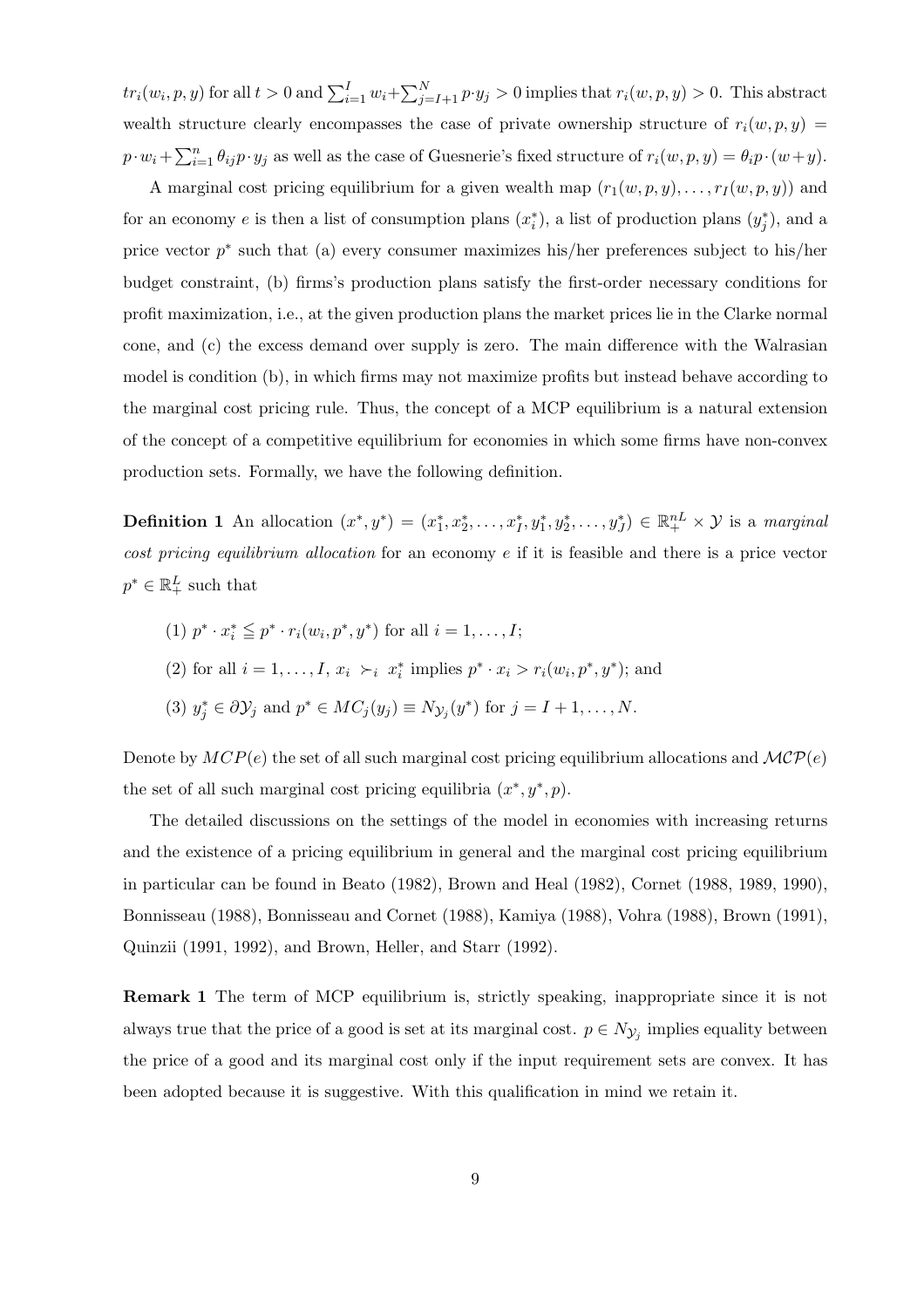$tr_i(w_i, p, y)$ for all $t > 0$ and $\sum_{i=1}^{I} w_i + \sum_{j=I+1}^{N} p \cdot y_j > 0$ implies that $r_i(w, p, y) > 0$. This abstract wealth structure clearly encompasses the case of private ownership structure of $r_i(w, p, y) = p \cdot w_i + \sum_{i=1}^{n} \theta_{ij} p \cdot y_j$ as well as the case of Guesnerie's fixed structure of $r_i(w, p, y) = \theta_i p \cdot (w + y)$.

A marginal cost pricing equilibrium for a given wealth map $(r_1(w, p, y), \ldots, r_I(w, p, y))$ and for an economy $e$ is then a list of consumption plans $(x_i^*)$, a list of production plans $(y_j^*)$, and a price vector $p^*$ such that (a) every consumer maximizes his/her preferences subject to his/her budget constraint, (b) firms's production plans satisfy the first-order necessary conditions for profit maximization, i.e., at the given production plans the market prices lie in the Clarke normal cone, and (c) the excess demand over supply is zero. The main difference with the Walrasian model is condition (b), in which firms may not maximize profits but instead behave according to the marginal cost pricing rule. Thus, the concept of a MCP equilibrium is a natural extension of the concept of a competitive equilibrium for economies in which some firms have non-convex production sets. Formally, we have the following definition.

**Definition 1** An allocation $(x^*, y^*) = (x_1^*, x_2^*, \ldots, x_I^*, y_1^*, y_2^*, \ldots, y_J^*) \in \mathbb{R}_+^{nL} \times \mathcal{Y}$ is a *marginal cost pricing equilibrium allocation* for an economy $e$ if it is feasible and there is a price vector $p^* \in \mathbb{R}_+^L$ such that

(1) $p^* \cdot x_i^* \leqq p^* \cdot r_i(w_i, p^*, y^*)$ for all $i = 1, \ldots, I$;

(2) for all $i = 1, \ldots, I$, $x_i \succ_i x_i^*$ implies $p^* \cdot x_i > r_i(w_i, p^*, y^*)$; and

(3) $y_j^* \in \partial \mathcal{Y}_j$ and $p^* \in MC_j(y_j) \equiv N_{\mathcal{Y}_j}(y^*)$ for $j = I+1, \ldots, N$.

Denote by $MCP(e)$ the set of all such marginal cost pricing equilibrium allocations and $\mathcal{MCP}(e)$ the set of all such marginal cost pricing equilibria $(x^*, y^*, p)$.

The detailed discussions on the settings of the model in economies with increasing returns and the existence of a pricing equilibrium in general and the marginal cost pricing equilibrium in particular can be found in Beato (1982), Brown and Heal (1982), Cornet (1988, 1989, 1990), Bonnisseau (1988), Bonnisseau and Cornet (1988), Kamiya (1988), Vohra (1988), Brown (1991), Quinzii (1991, 1992), and Brown, Heller, and Starr (1992).

**Remark 1** The term of MCP equilibrium is, strictly speaking, inappropriate since it is not always true that the price of a good is set at its marginal cost. $p \in N_{\mathcal{Y}_j}$ implies equality between the price of a good and its marginal cost only if the input requirement sets are convex. It has been adopted because it is suggestive. With this qualification in mind we retain it.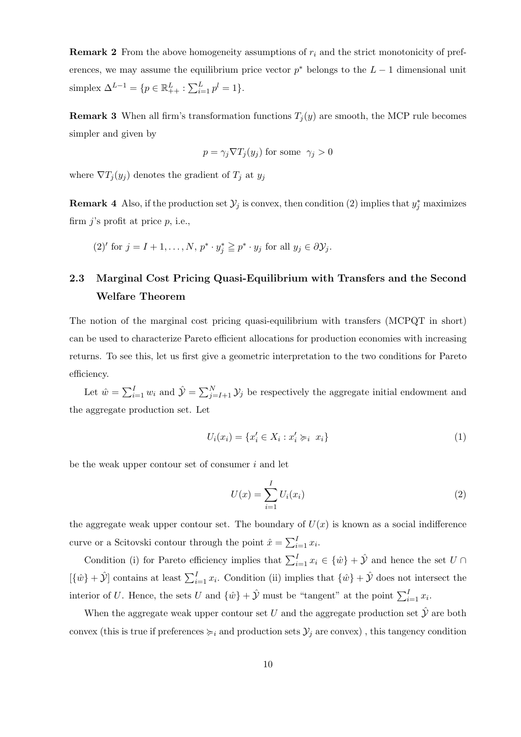**Remark 2** From the above homogeneity assumptions of $r_i$ and the strict monotonicity of preferences, we may assume the equilibrium price vector $p^*$ belongs to the $L-1$ dimensional unit simplex $\Delta^{L-1} = \{p \in \mathbb{R}^L_{++} : \sum_{i=1}^L p^l = 1\}$.

**Remark 3** When all firm's transformation functions $T_j(y)$ are smooth, the MCP rule becomes simpler and given by

$$p = \gamma_j \nabla T_j(y_j) \text{ for some } \gamma_j > 0$$

where $\nabla T_j(y_j)$ denotes the gradient of $T_j$ at $y_j$

**Remark 4** Also, if the production set $\mathcal{Y}_j$ is convex, then condition (2) implies that $y_j^*$ maximizes firm $j$'s profit at price $p$, i.e.,

(2)$'$ for $j = I+1, \ldots, N$, $p^* \cdot y_j^* \geqq p^* \cdot y_j$ for all $y_j \in \partial\mathcal{Y}_j$.

### 2.3 Marginal Cost Pricing Quasi-Equilibrium with Transfers and the Second Welfare Theorem

The notion of the marginal cost pricing quasi-equilibrium with transfers (MCPQT in short) can be used to characterize Pareto efficient allocations for production economies with increasing returns. To see this, let us first give a geometric interpretation to the two conditions for Pareto efficiency.

Let $\hat{w} = \sum_{i=1}^I w_i$ and $\hat{\mathcal{Y}} = \sum_{j=I+1}^N \mathcal{Y}_j$ be respectively the aggregate initial endowment and the aggregate production set. Let

$$U_i(x_i) = \{x_i' \in X_i : x_i' \succcurlyeq_i x_i\} \tag{1}$$

be the weak upper contour set of consumer $i$ and let

$$U(x) = \sum_{i=1}^I U_i(x_i) \tag{2}$$

the aggregate weak upper contour set. The boundary of $U(x)$ is known as a social indifference curve or a Scitovski contour through the point $\hat{x} = \sum_{i=1}^I x_i$.

Condition (i) for Pareto efficiency implies that $\sum_{i=1}^I x_i \in \{\hat{w}\} + \hat{\mathcal{Y}}$ and hence the set $U \cap [\{\hat{w}\} + \hat{\mathcal{Y}}]$ contains at least $\sum_{i=1}^I x_i$. Condition (ii) implies that $\{\hat{w}\} + \hat{\mathcal{Y}}$ does not intersect the interior of $U$. Hence, the sets $U$ and $\{\hat{w}\} + \hat{\mathcal{Y}}$ must be "tangent" at the point $\sum_{i=1}^I x_i$.

When the aggregate weak upper contour set $U$ and the aggregate production set $\hat{\mathcal{Y}}$ are both convex (this is true if preferences $\succcurlyeq_i$ and production sets $\mathcal{Y}_j$ are convex) , this tangency condition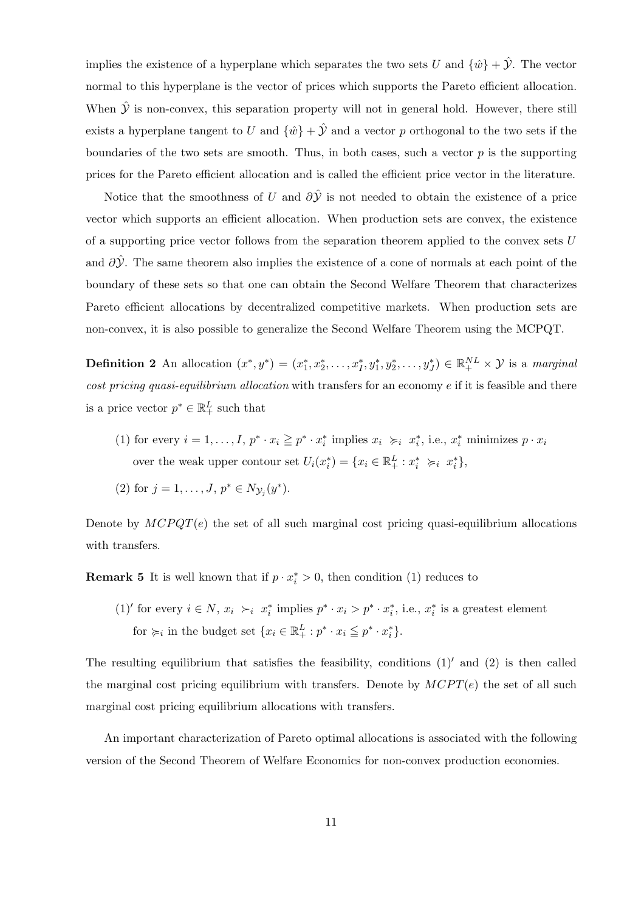implies the existence of a hyperplane which separates the two sets $U$ and $\{\hat{w}\} + \hat{\mathcal{Y}}$. The vector normal to this hyperplane is the vector of prices which supports the Pareto efficient allocation. When $\hat{\mathcal{Y}}$ is non-convex, this separation property will not in general hold. However, there still exists a hyperplane tangent to $U$ and $\{\hat{w}\} + \hat{\mathcal{Y}}$ and a vector $p$ orthogonal to the two sets if the boundaries of the two sets are smooth. Thus, in both cases, such a vector $p$ is the supporting prices for the Pareto efficient allocation and is called the efficient price vector in the literature.

Notice that the smoothness of $U$ and $\partial\hat{\mathcal{Y}}$ is not needed to obtain the existence of a price vector which supports an efficient allocation. When production sets are convex, the existence of a supporting price vector follows from the separation theorem applied to the convex sets $U$ and $\partial\hat{\mathcal{Y}}$. The same theorem also implies the existence of a cone of normals at each point of the boundary of these sets so that one can obtain the Second Welfare Theorem that characterizes Pareto efficient allocations by decentralized competitive markets. When production sets are non-convex, it is also possible to generalize the Second Welfare Theorem using the MCPQT.

**Definition 2** An allocation $(x^*, y^*) = (x_1^*, x_2^*, \ldots, x_I^*, y_1^*, y_2^*, \ldots, y_J^*) \in \mathbb{R}_+^{NL} \times \mathcal{Y}$ is a *marginal cost pricing quasi-equilibrium allocation* with transfers for an economy $e$ if it is feasible and there is a price vector $p^* \in \mathbb{R}_+^L$ such that

(1) for every $i = 1, \ldots, I$, $p^* \cdot x_i \geqq p^* \cdot x_i^*$ implies $x_i \succcurlyeq_i x_i^*$, i.e., $x_i^*$ minimizes $p \cdot x_i$ over the weak upper contour set $U_i(x_i^*) = \{x_i \in \mathbb{R}_+^L : x_i^* \succcurlyeq_i x_i^*\}$,

(2) for $j = 1, \ldots, J$, $p^* \in N_{\mathcal{Y}_j}(y^*)$.

Denote by $MCPQT(e)$ the set of all such marginal cost pricing quasi-equilibrium allocations with transfers.

**Remark 5** It is well known that if $p \cdot x_i^* > 0$, then condition (1) reduces to

$(1)'$ for every $i \in N$, $x_i \succ_i x_i^*$ implies $p^* \cdot x_i > p^* \cdot x_i^*$, i.e., $x_i^*$ is a greatest element for $\succcurlyeq_i$ in the budget set $\{x_i \in \mathbb{R}_+^L : p^* \cdot x_i \leqq p^* \cdot x_i^*\}$.

The resulting equilibrium that satisfies the feasibility, conditions $(1)'$ and (2) is then called the marginal cost pricing equilibrium with transfers. Denote by $MCPT(e)$ the set of all such marginal cost pricing equilibrium allocations with transfers.

An important characterization of Pareto optimal allocations is associated with the following version of the Second Theorem of Welfare Economics for non-convex production economies.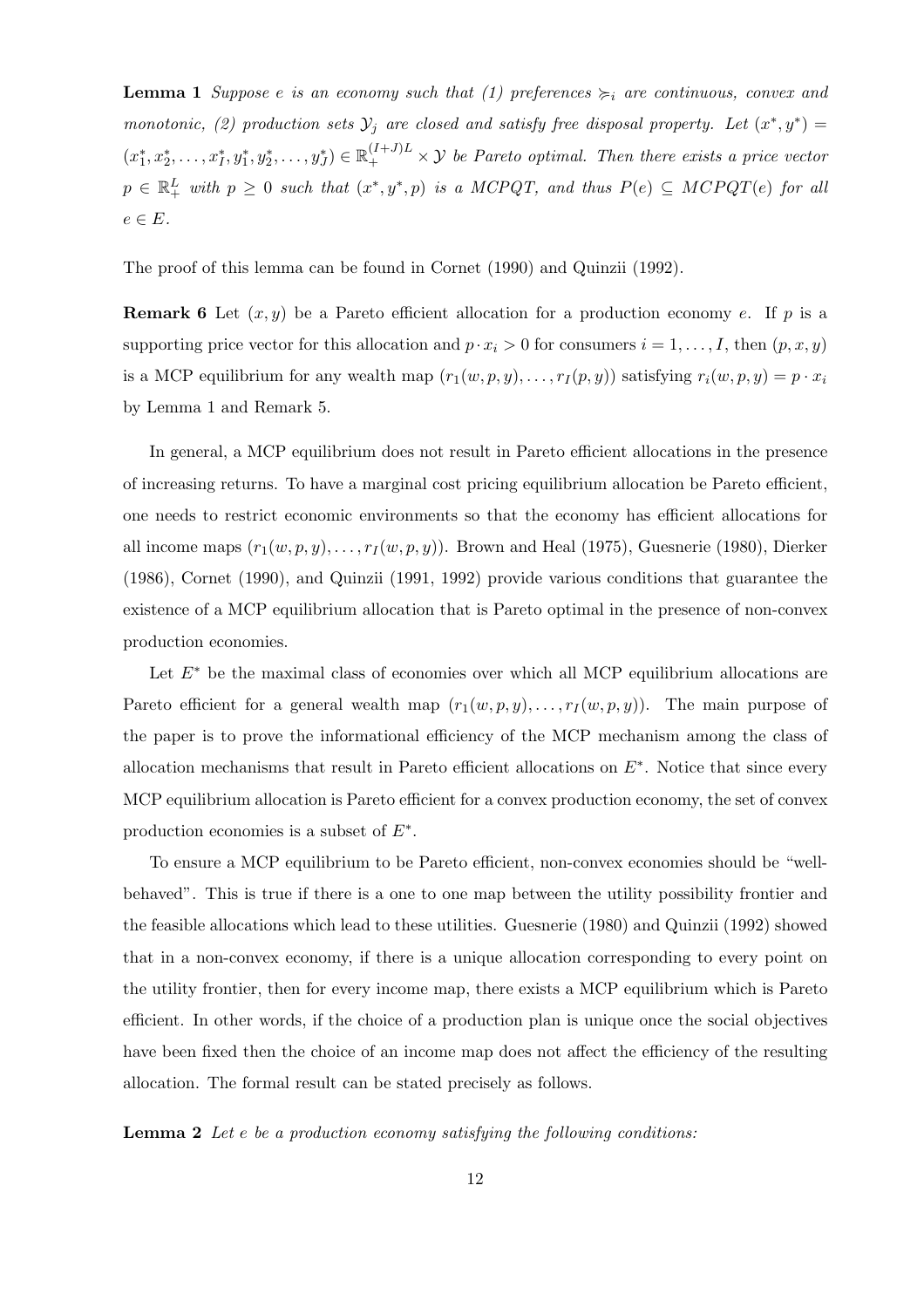**Lemma 1** *Suppose $e$ is an economy such that (1) preferences $\succcurlyeq_i$ are continuous, convex and monotonic, (2) production sets $\mathcal{Y}_j$ are closed and satisfy free disposal property. Let $(x^*, y^*) = (x_1^*, x_2^*, \ldots, x_I^*, y_1^*, y_2^*, \ldots, y_J^*) \in \mathbb{R}_+^{(I+J)L} \times \mathcal{Y}$ be Pareto optimal. Then there exists a price vector $p \in \mathbb{R}_+^L$ with $p \geq 0$ such that $(x^*, y^*, p)$ is a MCPQT, and thus $P(e) \subseteq MCPQT(e)$ for all $e \in E$.*

The proof of this lemma can be found in Cornet (1990) and Quinzii (1992).

**Remark 6** Let $(x, y)$ be a Pareto efficient allocation for a production economy $e$. If $p$ is a supporting price vector for this allocation and $p \cdot x_i > 0$ for consumers $i = 1, \ldots, I$, then $(p, x, y)$ is a MCP equilibrium for any wealth map $(r_1(w, p, y), \ldots, r_I(p, y))$ satisfying $r_i(w, p, y) = p \cdot x_i$ by Lemma 1 and Remark 5.

In general, a MCP equilibrium does not result in Pareto efficient allocations in the presence of increasing returns. To have a marginal cost pricing equilibrium allocation be Pareto efficient, one needs to restrict economic environments so that the economy has efficient allocations for all income maps $(r_1(w, p, y), \ldots, r_I(w, p, y))$. Brown and Heal (1975), Guesnerie (1980), Dierker (1986), Cornet (1990), and Quinzii (1991, 1992) provide various conditions that guarantee the existence of a MCP equilibrium allocation that is Pareto optimal in the presence of non-convex production economies.

Let $E^*$ be the maximal class of economies over which all MCP equilibrium allocations are Pareto efficient for a general wealth map $(r_1(w, p, y), \ldots, r_I(w, p, y))$. The main purpose of the paper is to prove the informational efficiency of the MCP mechanism among the class of allocation mechanisms that result in Pareto efficient allocations on $E^*$. Notice that since every MCP equilibrium allocation is Pareto efficient for a convex production economy, the set of convex production economies is a subset of $E^*$.

To ensure a MCP equilibrium to be Pareto efficient, non-convex economies should be "well-behaved". This is true if there is a one to one map between the utility possibility frontier and the feasible allocations which lead to these utilities. Guesnerie (1980) and Quinzii (1992) showed that in a non-convex economy, if there is a unique allocation corresponding to every point on the utility frontier, then for every income map, there exists a MCP equilibrium which is Pareto efficient. In other words, if the choice of a production plan is unique once the social objectives have been fixed then the choice of an income map does not affect the efficiency of the resulting allocation. The formal result can be stated precisely as follows.

**Lemma 2** *Let $e$ be a production economy satisfying the following conditions:*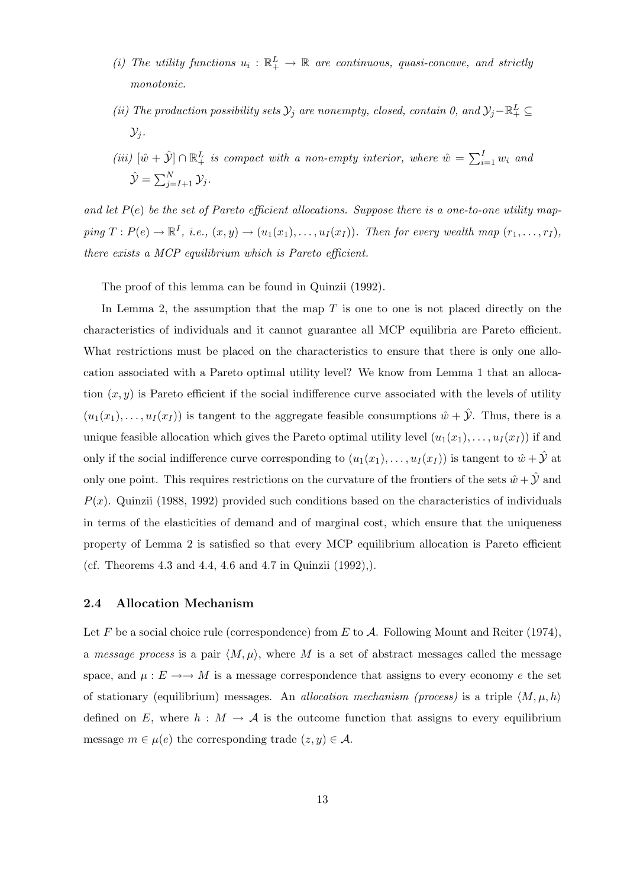*(i) The utility functions $u_i : \mathbb{R}^L_+ \to \mathbb{R}$ are continuous, quasi-concave, and strictly monotonic.*

*(ii) The production possibility sets $\mathcal{Y}_j$ are nonempty, closed, contain 0, and $\mathcal{Y}_j - \mathbb{R}^L_+ \subseteq \mathcal{Y}_j$.*

*(iii) $[\hat{w} + \hat{\mathcal{Y}}] \cap \mathbb{R}^L_+$ is compact with a non-empty interior, where $\hat{w} = \sum_{i=1}^I w_i$ and $\hat{\mathcal{Y}} = \sum_{j=I+1}^N \mathcal{Y}_j$.*

*and let $P(e)$ be the set of Pareto efficient allocations. Suppose there is a one-to-one utility mapping $T : P(e) \to \mathbb{R}^I$, i.e., $(x, y) \to (u_1(x_1), \ldots, u_I(x_I))$. Then for every wealth map $(r_1, \ldots, r_I)$, there exists a MCP equilibrium which is Pareto efficient.*

The proof of this lemma can be found in Quinzii (1992).

In Lemma 2, the assumption that the map $T$ is one to one is not placed directly on the characteristics of individuals and it cannot guarantee all MCP equilibria are Pareto efficient. What restrictions must be placed on the characteristics to ensure that there is only one allocation associated with a Pareto optimal utility level? We know from Lemma 1 that an allocation $(x, y)$ is Pareto efficient if the social indifference curve associated with the levels of utility $(u_1(x_1), \ldots, u_I(x_I))$ is tangent to the aggregate feasible consumptions $\hat{w} + \hat{\mathcal{Y}}$. Thus, there is a unique feasible allocation which gives the Pareto optimal utility level $(u_1(x_1), \ldots, u_I(x_I))$ if and only if the social indifference curve corresponding to $(u_1(x_1), \ldots, u_I(x_I))$ is tangent to $\hat{w} + \hat{\mathcal{Y}}$ at only one point. This requires restrictions on the curvature of the frontiers of the sets $\hat{w} + \hat{\mathcal{Y}}$ and $P(x)$. Quinzii (1988, 1992) provided such conditions based on the characteristics of individuals in terms of the elasticities of demand and of marginal cost, which ensure that the uniqueness property of Lemma 2 is satisfied so that every MCP equilibrium allocation is Pareto efficient (cf. Theorems 4.3 and 4.4, 4.6 and 4.7 in Quinzii (1992),).

### 2.4 Allocation Mechanism

Let $F$ be a social choice rule (correspondence) from $E$ to $\mathcal{A}$. Following Mount and Reiter (1974), a *message process* is a pair $\langle M, \mu \rangle$, where $M$ is a set of abstract messages called the message space, and $\mu : E \to\to M$ is a message correspondence that assigns to every economy $e$ the set of stationary (equilibrium) messages. An *allocation mechanism (process)* is a triple $\langle M, \mu, h \rangle$ defined on $E$, where $h : M \to \mathcal{A}$ is the outcome function that assigns to every equilibrium message $m \in \mu(e)$ the corresponding trade $(z, y) \in \mathcal{A}$.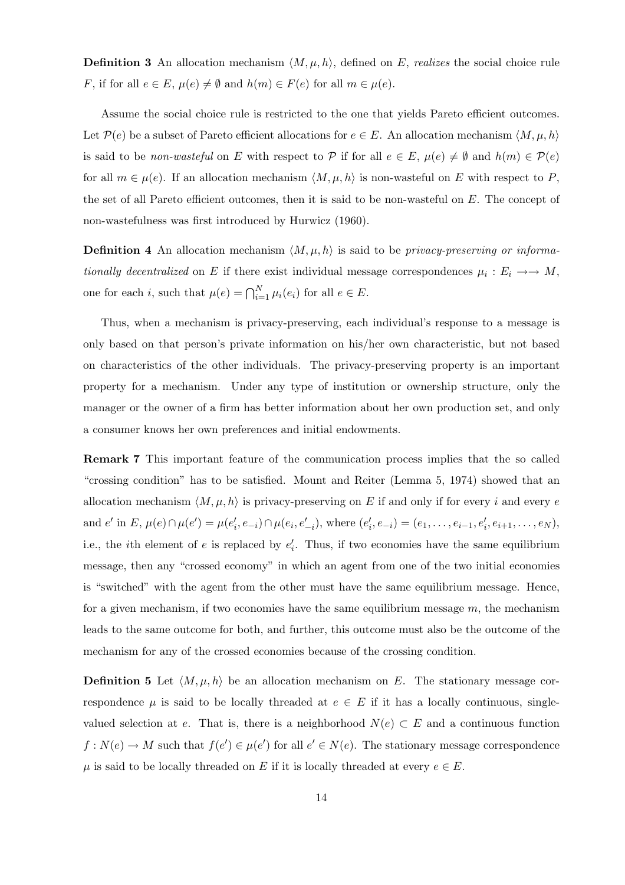**Definition 3** An allocation mechanism $\langle M, \mu, h \rangle$, defined on $E$, *realizes* the social choice rule $F$, if for all $e \in E$, $\mu(e) \neq \emptyset$ and $h(m) \in F(e)$ for all $m \in \mu(e)$.

Assume the social choice rule is restricted to the one that yields Pareto efficient outcomes. Let $\mathcal{P}(e)$ be a subset of Pareto efficient allocations for $e \in E$. An allocation mechanism $\langle M, \mu, h \rangle$ is said to be *non-wasteful* on $E$ with respect to $\mathcal{P}$ if for all $e \in E$, $\mu(e) \neq \emptyset$ and $h(m) \in \mathcal{P}(e)$ for all $m \in \mu(e)$. If an allocation mechanism $\langle M, \mu, h \rangle$ is non-wasteful on $E$ with respect to $P$, the set of all Pareto efficient outcomes, then it is said to be non-wasteful on $E$. The concept of non-wastefulness was first introduced by Hurwicz (1960).

**Definition 4** An allocation mechanism $\langle M, \mu, h \rangle$ is said to be *privacy-preserving or informationally decentralized* on $E$ if there exist individual message correspondences $\mu_i : E_i \twoheadrightarrow M$, one for each $i$, such that $\mu(e) = \bigcap_{i=1}^{N} \mu_i(e_i)$ for all $e \in E$.

Thus, when a mechanism is privacy-preserving, each individual's response to a message is only based on that person's private information on his/her own characteristic, but not based on characteristics of the other individuals. The privacy-preserving property is an important property for a mechanism. Under any type of institution or ownership structure, only the manager or the owner of a firm has better information about her own production set, and only a consumer knows her own preferences and initial endowments.

**Remark 7** This important feature of the communication process implies that the so called "crossing condition" has to be satisfied. Mount and Reiter (Lemma 5, 1974) showed that an allocation mechanism $\langle M, \mu, h \rangle$ is privacy-preserving on $E$ if and only if for every $i$ and every $e$ and $e'$ in $E$, $\mu(e) \cap \mu(e') = \mu(e'_i, e_{-i}) \cap \mu(e_i, e'_{-i})$, where $(e'_i, e_{-i}) = (e_1, \ldots, e_{i-1}, e'_i, e_{i+1}, \ldots, e_N)$, i.e., the $i$th element of $e$ is replaced by $e'_i$. Thus, if two economies have the same equilibrium message, then any "crossed economy" in which an agent from one of the two initial economies is "switched" with the agent from the other must have the same equilibrium message. Hence, for a given mechanism, if two economies have the same equilibrium message $m$, the mechanism leads to the same outcome for both, and further, this outcome must also be the outcome of the mechanism for any of the crossed economies because of the crossing condition.

**Definition 5** Let $\langle M, \mu, h \rangle$ be an allocation mechanism on $E$. The stationary message correspondence $\mu$ is said to be locally threaded at $e \in E$ if it has a locally continuous, single-valued selection at $e$. That is, there is a neighborhood $N(e) \subset E$ and a continuous function $f : N(e) \to M$ such that $f(e') \in \mu(e')$ for all $e' \in N(e)$. The stationary message correspondence $\mu$ is said to be locally threaded on $E$ if it is locally threaded at every $e \in E$.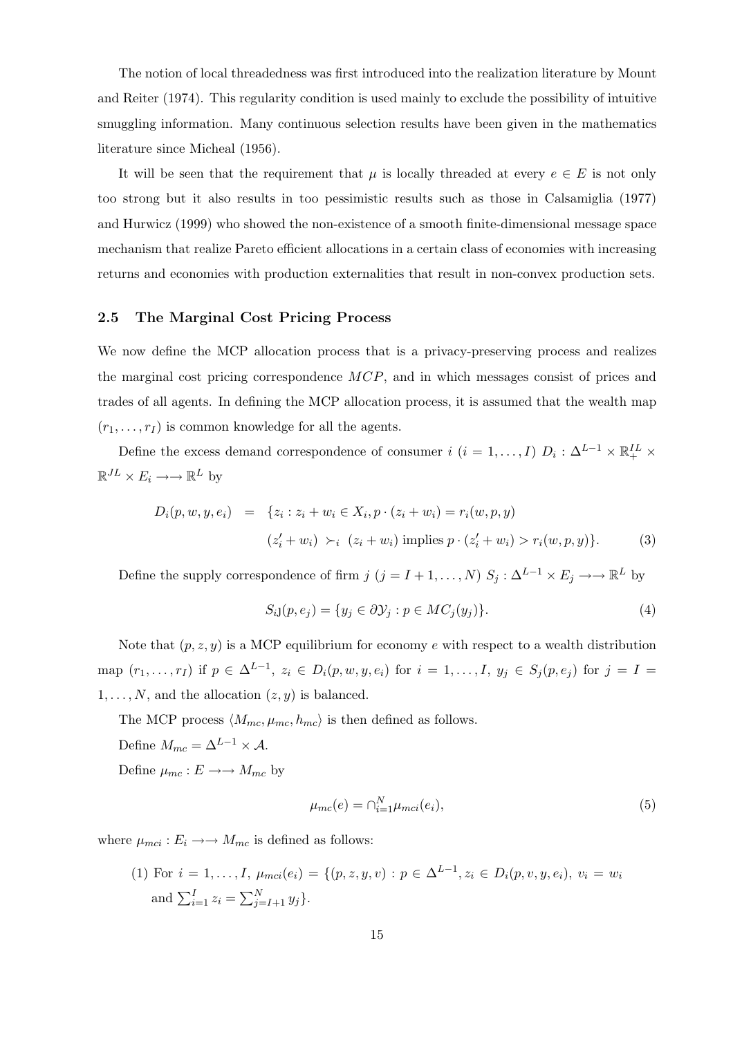The notion of local threadedness was first introduced into the realization literature by Mount and Reiter (1974). This regularity condition is used mainly to exclude the possibility of intuitive smuggling information. Many continuous selection results have been given in the mathematics literature since Micheal (1956).

It will be seen that the requirement that $\mu$ is locally threaded at every $e \in E$ is not only too strong but it also results in too pessimistic results such as those in Calsamiglia (1977) and Hurwicz (1999) who showed the non-existence of a smooth finite-dimensional message space mechanism that realize Pareto efficient allocations in a certain class of economies with increasing returns and economies with production externalities that result in non-convex production sets.

### 2.5 The Marginal Cost Pricing Process

We now define the MCP allocation process that is a privacy-preserving process and realizes the marginal cost pricing correspondence $MCP$, and in which messages consist of prices and trades of all agents. In defining the MCP allocation process, it is assumed that the wealth map $(r_1, \ldots, r_I)$ is common knowledge for all the agents.

Define the excess demand correspondence of consumer $i$ $(i = 1, \ldots, I)$ $D_i : \Delta^{L-1} \times \mathbb{R}^{IL}_+ \times \mathbb{R}^{JL} \times E_i \rightarrow\rightarrow \mathbb{R}^L$ by

$$
\begin{aligned}
D_i(p, w, y, e_i) \;\; &= \;\; \{z_i : z_i + w_i \in X_i, p \cdot (z_i + w_i) = r_i(w, p, y) \\
& \qquad (z_i' + w_i) \succ_i (z_i + w_i) \text{ implies } p \cdot (z_i' + w_i) > r_i(w, p, y)\}. \qquad (3)
\end{aligned}
$$

Define the supply correspondence of firm $j$ $(j = I+1, \ldots, N)$ $S_j : \Delta^{L-1} \times E_j \rightarrow\rightarrow \mathbb{R}^L$ by

$$
S_{i\mathrm{J}}(p, e_j) = \{y_j \in \partial\mathcal{Y}_j : p \in MC_j(y_j)\}. \qquad (4)
$$

Note that $(p, z, y)$ is a MCP equilibrium for economy $e$ with respect to a wealth distribution map $(r_1, \ldots, r_I)$ if $p \in \Delta^{L-1}$, $z_i \in D_i(p, w, y, e_i)$ for $i = 1, \ldots, I$, $y_j \in S_j(p, e_j)$ for $j = I = 1, \ldots, N$, and the allocation $(z, y)$ is balanced.

The MCP process $\langle M_{mc}, \mu_{mc}, h_{mc}\rangle$ is then defined as follows.

Define $M_{mc} = \Delta^{L-1} \times \mathcal{A}$.

Define $\mu_{mc} : E \rightarrow\rightarrow M_{mc}$ by

$$
\mu_{mc}(e) = \cap_{i=1}^{N} \mu_{mci}(e_i), \qquad (5)
$$

where $\mu_{mci} : E_i \rightarrow\rightarrow M_{mc}$ is defined as follows:

(1) For $i = 1, \ldots, I$, $\mu_{mci}(e_i) = \{(p, z, y, v) : p \in \Delta^{L-1}, z_i \in D_i(p, v, y, e_i),\ v_i = w_i$ and $\sum_{i=1}^{I} z_i = \sum_{j=I+1}^{N} y_j\}$.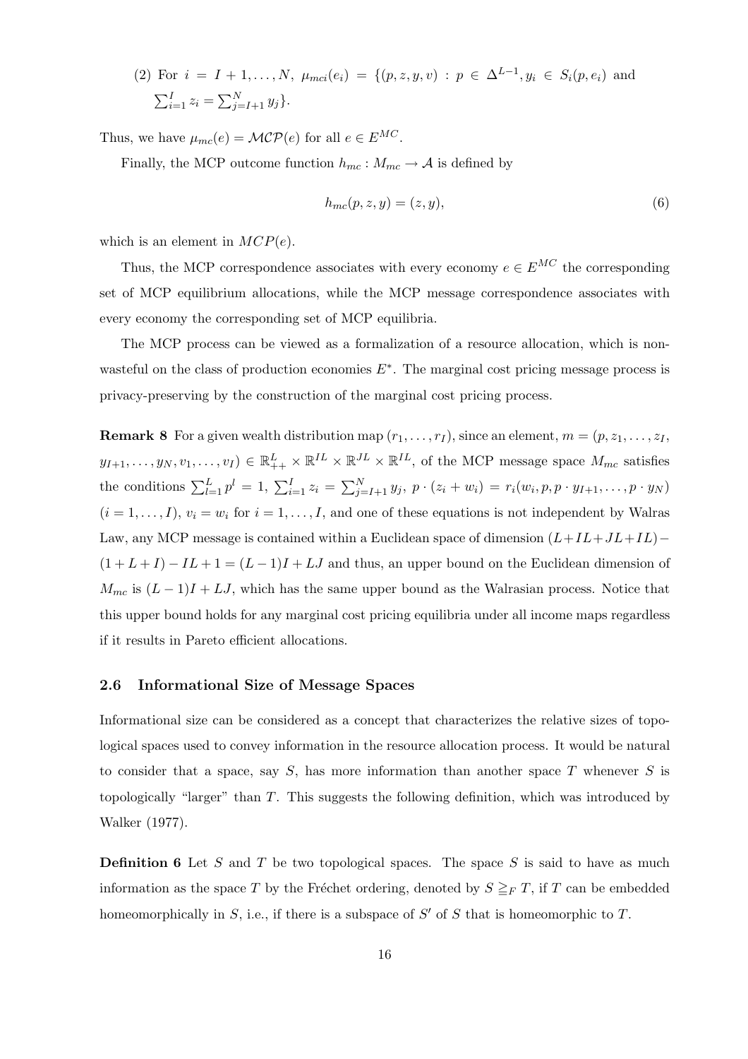(2) For $i = I+1, \ldots, N$, $\mu_{mci}(e_i) = \{(p, z, y, v) : p \in \Delta^{L-1}, y_i \in S_i(p, e_i)$ and $\sum_{i=1}^{I} z_i = \sum_{j=I+1}^{N} y_j\}$.

Thus, we have $\mu_{mc}(e) = \mathcal{MCP}(e)$ for all $e \in E^{MC}$.

Finally, the MCP outcome function $h_{mc} : M_{mc} \to \mathcal{A}$ is defined by

$$h_{mc}(p, z, y) = (z, y), \tag{6}$$

which is an element in $MCP(e)$.

Thus, the MCP correspondence associates with every economy $e \in E^{MC}$ the corresponding set of MCP equilibrium allocations, while the MCP message correspondence associates with every economy the corresponding set of MCP equilibria.

The MCP process can be viewed as a formalization of a resource allocation, which is non-wasteful on the class of production economies $E^*$. The marginal cost pricing message process is privacy-preserving by the construction of the marginal cost pricing process.

**Remark 8** For a given wealth distribution map $(r_1, \ldots, r_I)$, since an element, $m = (p, z_1, \ldots, z_I, y_{I+1}, \ldots, y_N, v_1, \ldots, v_I) \in \mathbb{R}^L_{++} \times \mathbb{R}^{IL} \times \mathbb{R}^{JL} \times \mathbb{R}^{IL}$, of the MCP message space $M_{mc}$ satisfies the conditions $\sum_{l=1}^{L} p^l = 1$, $\sum_{i=1}^{I} z_i = \sum_{j=I+1}^{N} y_j$, $p \cdot (z_i + w_i) = r_i(w_i, p, p \cdot y_{I+1}, \ldots, p \cdot y_N)$ $(i = 1, \ldots, I)$, $v_i = w_i$ for $i = 1, \ldots, I$, and one of these equations is not independent by Walras Law, any MCP message is contained within a Euclidean space of dimension $(L + IL + JL + IL) - (1 + L + I) - IL + 1 = (L-1)I + LJ$ and thus, an upper bound on the Euclidean dimension of $M_{mc}$ is $(L-1)I + LJ$, which has the same upper bound as the Walrasian process. Notice that this upper bound holds for any marginal cost pricing equilibria under all income maps regardless if it results in Pareto efficient allocations.

### 2.6 Informational Size of Message Spaces

Informational size can be considered as a concept that characterizes the relative sizes of topological spaces used to convey information in the resource allocation process. It would be natural to consider that a space, say $S$, has more information than another space $T$ whenever $S$ is topologically "larger" than $T$. This suggests the following definition, which was introduced by Walker (1977).

**Definition 6** Let $S$ and $T$ be two topological spaces. The space $S$ is said to have as much information as the space $T$ by the Fréchet ordering, denoted by $S \geqq_F T$, if $T$ can be embedded homeomorphically in $S$, i.e., if there is a subspace of $S'$ of $S$ that is homeomorphic to $T$.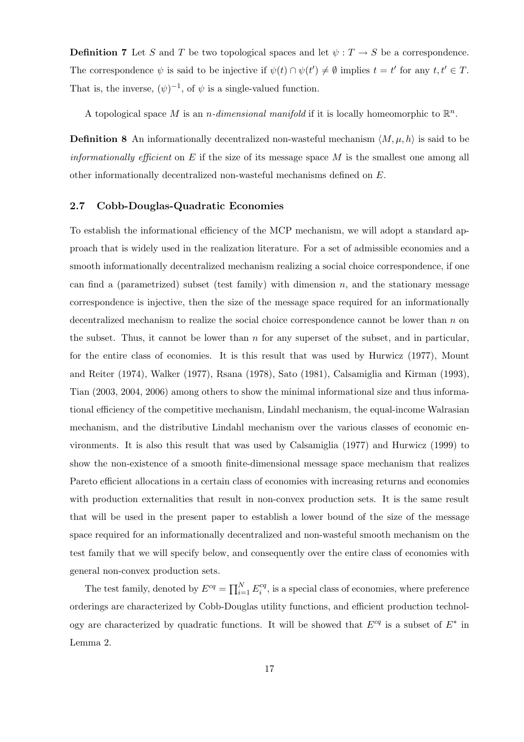**Definition 7** Let $S$ and $T$ be two topological spaces and let $\psi : T \to S$ be a correspondence. The correspondence $\psi$ is said to be injective if $\psi(t) \cap \psi(t') \neq \emptyset$ implies $t = t'$ for any $t, t' \in T$. That is, the inverse, $(\psi)^{-1}$, of $\psi$ is a single-valued function.

A topological space $M$ is an *$n$-dimensional manifold* if it is locally homeomorphic to $\mathbb{R}^n$.

**Definition 8** An informationally decentralized non-wasteful mechanism $\langle M, \mu, h \rangle$ is said to be *informationally efficient* on $E$ if the size of its message space $M$ is the smallest one among all other informationally decentralized non-wasteful mechanisms defined on $E$.

### 2.7 Cobb-Douglas-Quadratic Economies

To establish the informational efficiency of the MCP mechanism, we will adopt a standard approach that is widely used in the realization literature. For a set of admissible economies and a smooth informationally decentralized mechanism realizing a social choice correspondence, if one can find a (parametrized) subset (test family) with dimension $n$, and the stationary message correspondence is injective, then the size of the message space required for an informationally decentralized mechanism to realize the social choice correspondence cannot be lower than $n$ on the subset. Thus, it cannot be lower than $n$ for any superset of the subset, and in particular, for the entire class of economies. It is this result that was used by Hurwicz (1977), Mount and Reiter (1974), Walker (1977), Rsana (1978), Sato (1981), Calsamiglia and Kirman (1993), Tian (2003, 2004, 2006) among others to show the minimal informational size and thus informational efficiency of the competitive mechanism, Lindahl mechanism, the equal-income Walrasian mechanism, and the distributive Lindahl mechanism over the various classes of economic environments. It is also this result that was used by Calsamiglia (1977) and Hurwicz (1999) to show the non-existence of a smooth finite-dimensional message space mechanism that realizes Pareto efficient allocations in a certain class of economies with increasing returns and economies with production externalities that result in non-convex production sets. It is the same result that will be used in the present paper to establish a lower bound of the size of the message space required for an informationally decentralized and non-wasteful smooth mechanism on the test family that we will specify below, and consequently over the entire class of economies with general non-convex production sets.

The test family, denoted by $E^{cq} = \prod_{i=1}^{N} E_i^{cq}$, is a special class of economies, where preference orderings are characterized by Cobb-Douglas utility functions, and efficient production technology are characterized by quadratic functions. It will be showed that $E^{cq}$ is a subset of $E^*$ in Lemma 2.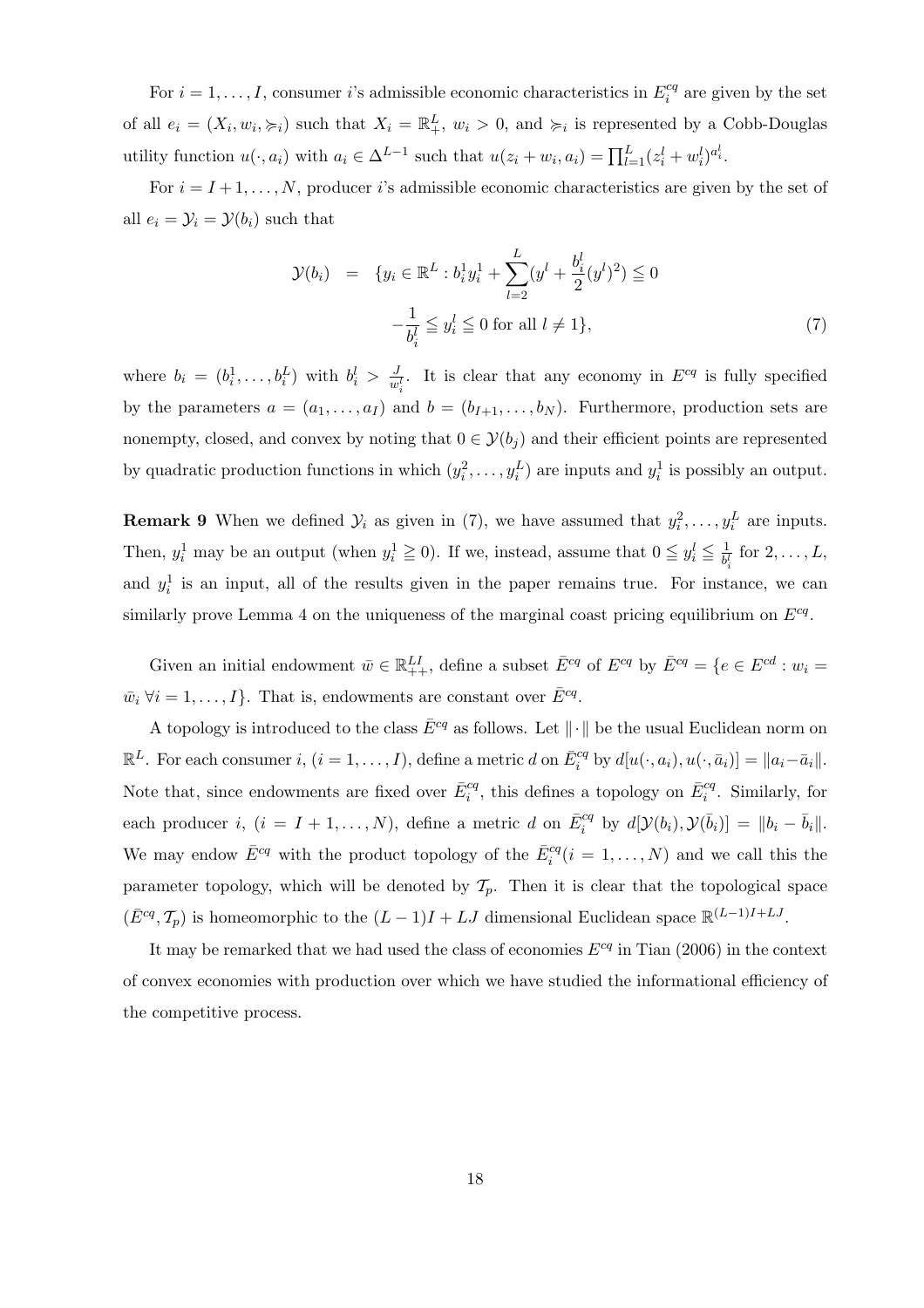For $i = 1, \ldots, I$, consumer $i$'s admissible economic characteristics in $E_i^{cq}$ are given by the set of all $e_i = (X_i, w_i, \succcurlyeq_i)$ such that $X_i = \mathbb{R}_+^L$, $w_i > 0$, and $\succcurlyeq_i$ is represented by a Cobb-Douglas utility function $u(\cdot, a_i)$ with $a_i \in \Delta^{L-1}$ such that $u(z_i + w_i, a_i) = \prod_{l=1}^{L}(z_i^l + w_i^l)^{a_i^l}$.

For $i = I+1, \ldots, N$, producer $i$'s admissible economic characteristics are given by the set of all $e_i = \mathcal{Y}_i = \mathcal{Y}(b_i)$ such that

$$
\begin{aligned}
\mathcal{Y}(b_i) \quad = \quad & \{y_i \in \mathbb{R}^L : b_i^1 y_i^1 + \sum_{l=2}^{L}(y^l + \frac{b_i^l}{2}(y^l)^2) \leqq 0 \\
& -\frac{1}{b_i^l} \leqq y_i^l \leqq 0 \text{ for all } l \neq 1\},
\end{aligned} \tag{7}
$$

where $b_i = (b_i^1, \ldots, b_i^L)$ with $b_i^l > \frac{J}{w_i^l}$. It is clear that any economy in $E^{cq}$ is fully specified by the parameters $a = (a_1, \ldots, a_I)$ and $b = (b_{I+1}, \ldots, b_N)$. Furthermore, production sets are nonempty, closed, and convex by noting that $0 \in \mathcal{Y}(b_j)$ and their efficient points are represented by quadratic production functions in which $(y_i^2, \ldots, y_i^L)$ are inputs and $y_i^1$ is possibly an output.

**Remark 9** When we defined $\mathcal{Y}_i$ as given in (7), we have assumed that $y_i^2, \ldots, y_i^L$ are inputs. Then, $y_i^1$ may be an output (when $y_i^1 \geqq 0$). If we, instead, assume that $0 \leqq y_i^l \leqq \frac{1}{b_i^l}$ for $2, \ldots, L$, and $y_i^1$ is an input, all of the results given in the paper remains true. For instance, we can similarly prove Lemma 4 on the uniqueness of the marginal coast pricing equilibrium on $E^{cq}$.

Given an initial endowment $\bar{w} \in \mathbb{R}_{++}^{LI}$, define a subset $\bar{E}^{cq}$ of $E^{cq}$ by $\bar{E}^{cq} = \{e \in E^{cd} : w_i = \bar{w}_i \; \forall i = 1, \ldots, I\}$. That is, endowments are constant over $\bar{E}^{cq}$.

A topology is introduced to the class $\bar{E}^{cq}$ as follows. Let $\|\cdot\|$ be the usual Euclidean norm on $\mathbb{R}^L$. For each consumer $i$, $(i = 1, \ldots, I)$, define a metric $d$ on $\bar{E}_i^{cq}$ by $d[u(\cdot, a_i), u(\cdot, \bar{a}_i)] = \|a_i - \bar{a}_i\|$. Note that, since endowments are fixed over $\bar{E}_i^{cq}$, this defines a topology on $\bar{E}_i^{cq}$. Similarly, for each producer $i$, $(i = I+1, \ldots, N)$, define a metric $d$ on $\bar{E}_i^{cq}$ by $d[\mathcal{Y}(b_i), \mathcal{Y}(\bar{b}_i)] = \|b_i - \bar{b}_i\|$. We may endow $\bar{E}^{cq}$ with the product topology of the $\bar{E}_i^{cq}(i = 1, \ldots, N)$ and we call this the parameter topology, which will be denoted by $\mathcal{T}_p$. Then it is clear that the topological space $(\bar{E}^{cq}, \mathcal{T}_p)$ is homeomorphic to the $(L-1)I + LJ$ dimensional Euclidean space $\mathbb{R}^{(L-1)I+LJ}$.

It may be remarked that we had used the class of economies $E^{cq}$ in Tian (2006) in the context of convex economies with production over which we have studied the informational efficiency of the competitive process.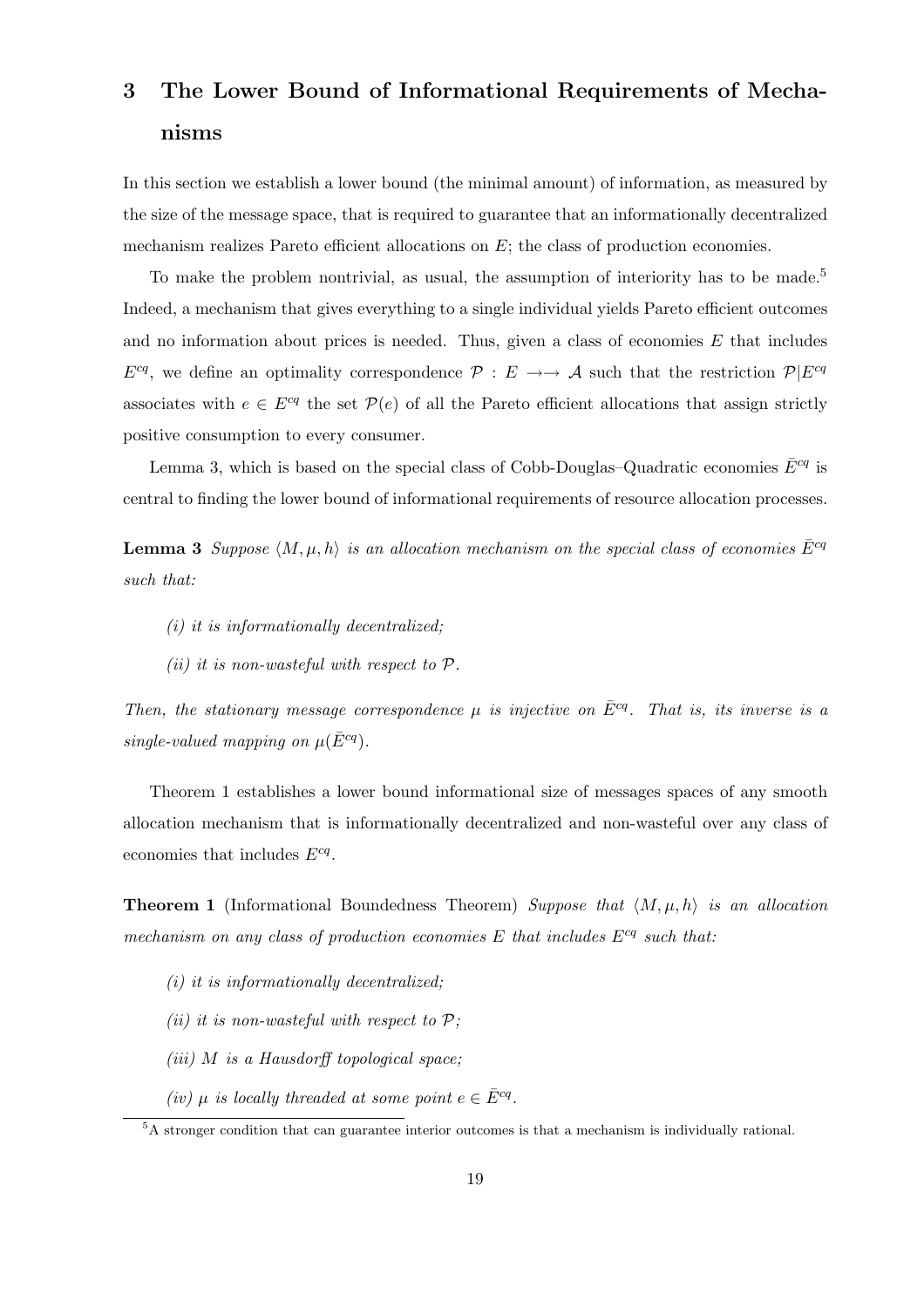# 3 The Lower Bound of Informational Requirements of Mechanisms

In this section we establish a lower bound (the minimal amount) of information, as measured by the size of the message space, that is required to guarantee that an informationally decentralized mechanism realizes Pareto efficient allocations on $E$; the class of production economies.

To make the problem nontrivial, as usual, the assumption of interiority has to be made.[5] Indeed, a mechanism that gives everything to a single individual yields Pareto efficient outcomes and no information about prices is needed. Thus, given a class of economies $E$ that includes $E^{cq}$, we define an optimality correspondence $\mathcal{P} : E \to\to \mathcal{A}$ such that the restriction $\mathcal{P}|E^{cq}$ associates with $e \in E^{cq}$ the set $\mathcal{P}(e)$ of all the Pareto efficient allocations that assign strictly positive consumption to every consumer.

Lemma 3, which is based on the special class of Cobb-Douglas–Quadratic economies $\bar{E}^{cq}$ is central to finding the lower bound of informational requirements of resource allocation processes.

**Lemma 3** *Suppose $\langle M, \mu, h\rangle$ is an allocation mechanism on the special class of economies $\bar{E}^{cq}$ such that:*

*(i) it is informationally decentralized;*

*(ii) it is non-wasteful with respect to $\mathcal{P}$.*

*Then, the stationary message correspondence $\mu$ is injective on $\bar{E}^{cq}$. That is, its inverse is a single-valued mapping on $\mu(\bar{E}^{cq})$.*

Theorem 1 establishes a lower bound informational size of messages spaces of any smooth allocation mechanism that is informationally decentralized and non-wasteful over any class of economies that includes $E^{cq}$.

**Theorem 1** (Informational Boundedness Theorem) *Suppose that $\langle M, \mu, h\rangle$ is an allocation mechanism on any class of production economies $E$ that includes $E^{cq}$ such that:*

*(i) it is informationally decentralized;*

*(ii) it is non-wasteful with respect to $\mathcal{P}$;*

*(iii) $M$ is a Hausdorff topological space;*

*(iv) $\mu$ is locally threaded at some point $e \in \bar{E}^{cq}$.*

---

[5] A stronger condition that can guarantee interior outcomes is that a mechanism is individually rational.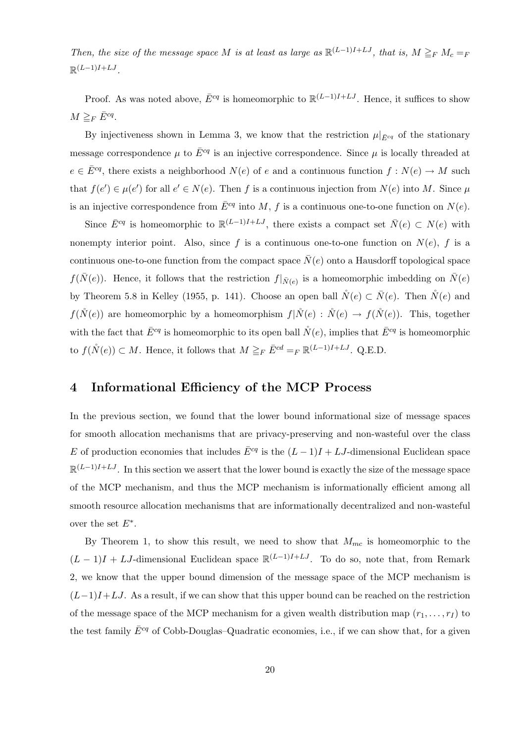*Then, the size of the message space $M$ is at least as large as $\mathbb{R}^{(L-1)I+LJ}$, that is, $M \geqq_F M_c =_F \mathbb{R}^{(L-1)I+LJ}$.*

Proof. As was noted above, $\bar{E}^{cq}$ is homeomorphic to $\mathbb{R}^{(L-1)I+LJ}$. Hence, it suffices to show $M \geqq_F \bar{E}^{cq}$.

By injectiveness shown in Lemma 3, we know that the restriction $\mu|_{\bar{E}^{cq}}$ of the stationary message correspondence $\mu$ to $\bar{E}^{cq}$ is an injective correspondence. Since $\mu$ is locally threaded at $e \in \bar{E}^{cq}$, there exists a neighborhood $N(e)$ of $e$ and a continuous function $f : N(e) \to M$ such that $f(e') \in \mu(e')$ for all $e' \in N(e)$. Then $f$ is a continuous injection from $N(e)$ into $M$. Since $\mu$ is an injective correspondence from $\bar{E}^{cq}$ into $M$, $f$ is a continuous one-to-one function on $N(e)$.

Since $\bar{E}^{cq}$ is homeomorphic to $\mathbb{R}^{(L-1)I+LJ}$, there exists a compact set $\bar{N}(e) \subset N(e)$ with nonempty interior point. Also, since $f$ is a continuous one-to-one function on $N(e)$, $f$ is a continuous one-to-one function from the compact space $\bar{N}(e)$ onto a Hausdorff topological space $f(\bar{N}(e))$. Hence, it follows that the restriction $f|_{\bar{N}(e)}$ is a homeomorphic imbedding on $\bar{N}(e)$ by Theorem 5.8 in Kelley (1955, p. 141). Choose an open ball $\mathring{N}(e) \subset \bar{N}(e)$. Then $\mathring{N}(e)$ and $f(\mathring{N}(e))$ are homeomorphic by a homeomorphism $f|\mathring{N}(e) : \mathring{N}(e) \to f(\mathring{N}(e))$. This, together with the fact that $\bar{E}^{cq}$ is homeomorphic to its open ball $\mathring{N}(e)$, implies that $\bar{E}^{cq}$ is homeomorphic to $f(\mathring{N}(e)) \subset M$. Hence, it follows that $M \geqq_F \bar{E}^{cd} =_F \mathbb{R}^{(L-1)I+LJ}$. Q.E.D.

## 4 Informational Efficiency of the MCP Process

In the previous section, we found that the lower bound informational size of message spaces for smooth allocation mechanisms that are privacy-preserving and non-wasteful over the class $E$ of production economies that includes $\bar{E}^{cq}$ is the $(L-1)I + LJ$-dimensional Euclidean space $\mathbb{R}^{(L-1)I+LJ}$. In this section we assert that the lower bound is exactly the size of the message space of the MCP mechanism, and thus the MCP mechanism is informationally efficient among all smooth resource allocation mechanisms that are informationally decentralized and non-wasteful over the set $E^*$.

By Theorem 1, to show this result, we need to show that $M_{mc}$ is homeomorphic to the $(L-1)I + LJ$-dimensional Euclidean space $\mathbb{R}^{(L-1)I+LJ}$. To do so, note that, from Remark 2, we know that the upper bound dimension of the message space of the MCP mechanism is $(L-1)I+LJ$. As a result, if we can show that this upper bound can be reached on the restriction of the message space of the MCP mechanism for a given wealth distribution map $(r_1, \ldots, r_I)$ to the test family $\bar{E}^{cq}$ of Cobb-Douglas–Quadratic economies, i.e., if we can show that, for a given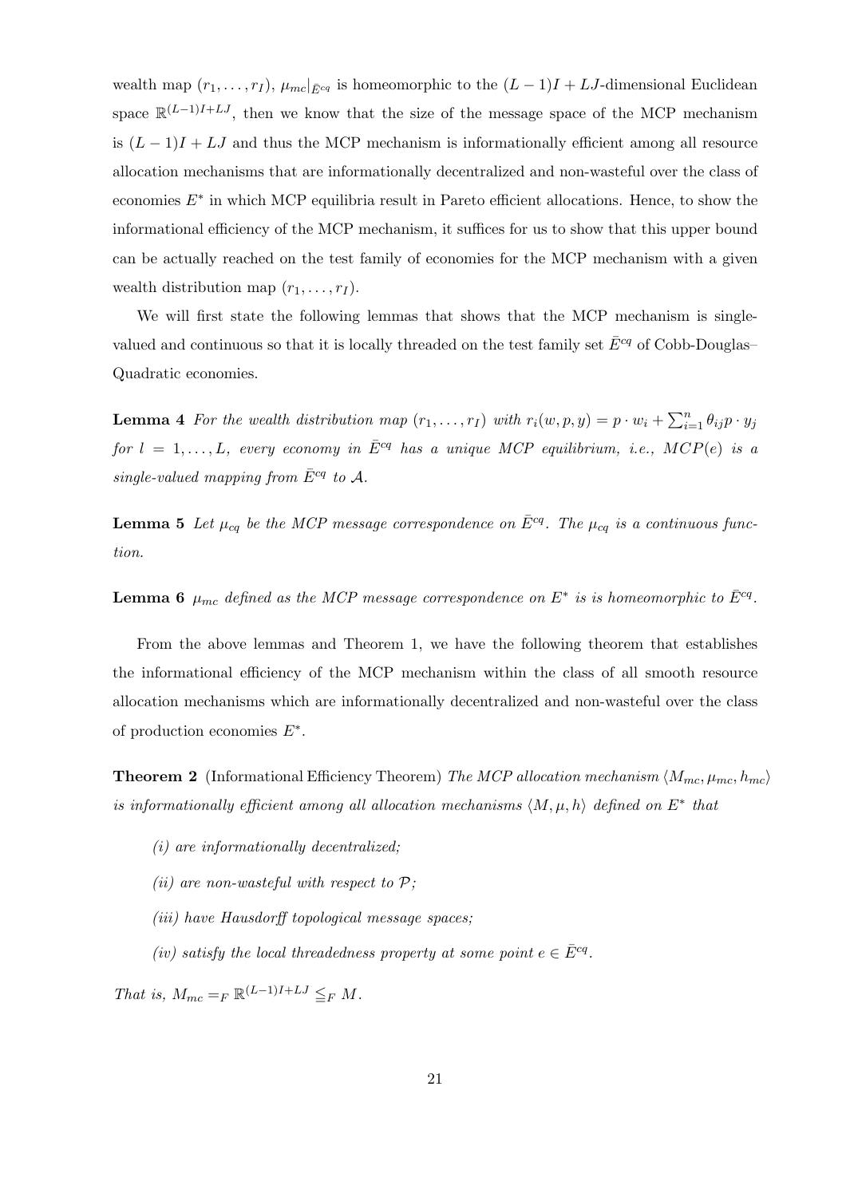wealth map $(r_1, \ldots, r_I)$, $\mu_{mc}|_{\bar{E}^{cq}}$ is homeomorphic to the $(L-1)I + LJ$-dimensional Euclidean space $\mathbb{R}^{(L-1)I+LJ}$, then we know that the size of the message space of the MCP mechanism is $(L-1)I + LJ$ and thus the MCP mechanism is informationally efficient among all resource allocation mechanisms that are informationally decentralized and non-wasteful over the class of economies $E^*$ in which MCP equilibria result in Pareto efficient allocations. Hence, to show the informational efficiency of the MCP mechanism, it suffices for us to show that this upper bound can be actually reached on the test family of economies for the MCP mechanism with a given wealth distribution map $(r_1, \ldots, r_I)$.

We will first state the following lemmas that shows that the MCP mechanism is single-valued and continuous so that it is locally threaded on the test family set $\bar{E}^{cq}$ of Cobb-Douglas–Quadratic economies.

**Lemma 4** *For the wealth distribution map $(r_1, \ldots, r_I)$ with $r_i(w, p, y) = p \cdot w_i + \sum_{i=1}^n \theta_{ij} p \cdot y_j$ for $l = 1, \ldots, L$, every economy in $\bar{E}^{cq}$ has a unique MCP equilibrium, i.e., $MCP(e)$ is a single-valued mapping from $\bar{E}^{cq}$ to $\mathcal{A}$.*

**Lemma 5** *Let $\mu_{cq}$ be the MCP message correspondence on $\bar{E}^{cq}$. The $\mu_{cq}$ is a continuous function.*

**Lemma 6** *$\mu_{mc}$ defined as the MCP message correspondence on $E^*$ is is homeomorphic to $\bar{E}^{cq}$.*

From the above lemmas and Theorem 1, we have the following theorem that establishes the informational efficiency of the MCP mechanism within the class of all smooth resource allocation mechanisms which are informationally decentralized and non-wasteful over the class of production economies $E^*$.

**Theorem 2** (Informational Efficiency Theorem) *The MCP allocation mechanism $\langle M_{mc}, \mu_{mc}, h_{mc} \rangle$ is informationally efficient among all allocation mechanisms $\langle M, \mu, h \rangle$ defined on $E^*$ that*

*(i) are informationally decentralized;*

*(ii) are non-wasteful with respect to $\mathcal{P}$;*

*(iii) have Hausdorff topological message spaces;*

*(iv) satisfy the local threadedness property at some point $e \in \bar{E}^{cq}$.*

*That is, $M_{mc} =_F \mathbb{R}^{(L-1)I+LJ} \leqq_F M$.*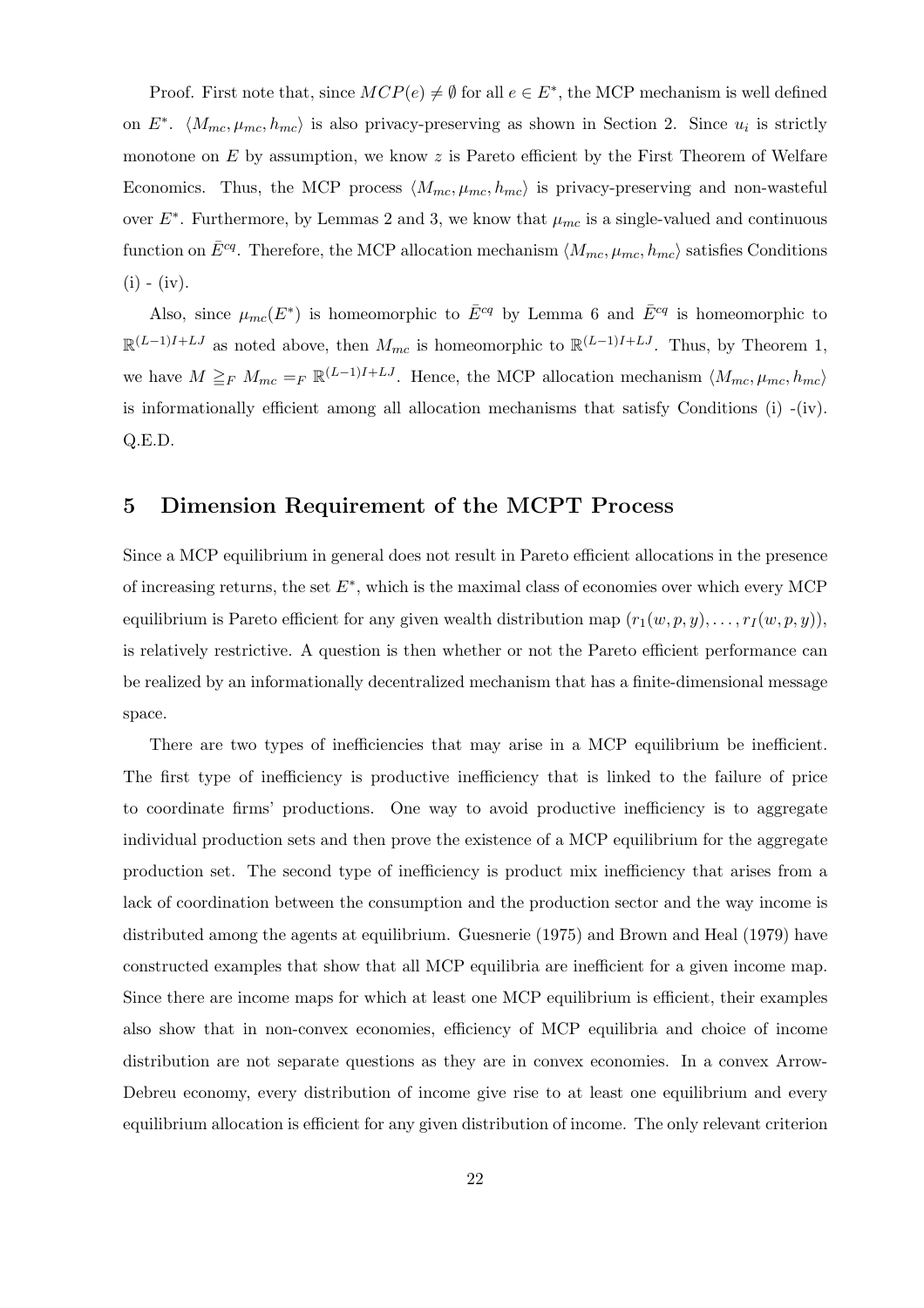Proof. First note that, since $MCP(e) \neq \emptyset$ for all $e \in E^*$, the MCP mechanism is well defined on $E^*$. $\langle M_{mc}, \mu_{mc}, h_{mc} \rangle$ is also privacy-preserving as shown in Section 2. Since $u_i$ is strictly monotone on $E$ by assumption, we know $z$ is Pareto efficient by the First Theorem of Welfare Economics. Thus, the MCP process $\langle M_{mc}, \mu_{mc}, h_{mc} \rangle$ is privacy-preserving and non-wasteful over $E^*$. Furthermore, by Lemmas 2 and 3, we know that $\mu_{mc}$ is a single-valued and continuous function on $\bar{E}^{cq}$. Therefore, the MCP allocation mechanism $\langle M_{mc}, \mu_{mc}, h_{mc} \rangle$ satisfies Conditions (i) - (iv).

Also, since $\mu_{mc}(E^*)$ is homeomorphic to $\bar{E}^{cq}$ by Lemma 6 and $\bar{E}^{cq}$ is homeomorphic to $\mathbb{R}^{(L-1)I+LJ}$ as noted above, then $M_{mc}$ is homeomorphic to $\mathbb{R}^{(L-1)I+LJ}$. Thus, by Theorem 1, we have $M \geqq_F M_{mc} =_F \mathbb{R}^{(L-1)I+LJ}$. Hence, the MCP allocation mechanism $\langle M_{mc}, \mu_{mc}, h_{mc} \rangle$ is informationally efficient among all allocation mechanisms that satisfy Conditions (i) -(iv). Q.E.D.

## 5 Dimension Requirement of the MCPT Process

Since a MCP equilibrium in general does not result in Pareto efficient allocations in the presence of increasing returns, the set $E^*$, which is the maximal class of economies over which every MCP equilibrium is Pareto efficient for any given wealth distribution map $(r_1(w, p, y), \ldots, r_I(w, p, y))$, is relatively restrictive. A question is then whether or not the Pareto efficient performance can be realized by an informationally decentralized mechanism that has a finite-dimensional message space.

There are two types of inefficiencies that may arise in a MCP equilibrium be inefficient. The first type of inefficiency is productive inefficiency that is linked to the failure of price to coordinate firms' productions. One way to avoid productive inefficiency is to aggregate individual production sets and then prove the existence of a MCP equilibrium for the aggregate production set. The second type of inefficiency is product mix inefficiency that arises from a lack of coordination between the consumption and the production sector and the way income is distributed among the agents at equilibrium. Guesnerie (1975) and Brown and Heal (1979) have constructed examples that show that all MCP equilibria are inefficient for a given income map. Since there are income maps for which at least one MCP equilibrium is efficient, their examples also show that in non-convex economies, efficiency of MCP equilibria and choice of income distribution are not separate questions as they are in convex economies. In a convex Arrow-Debreu economy, every distribution of income give rise to at least one equilibrium and every equilibrium allocation is efficient for any given distribution of income. The only relevant criterion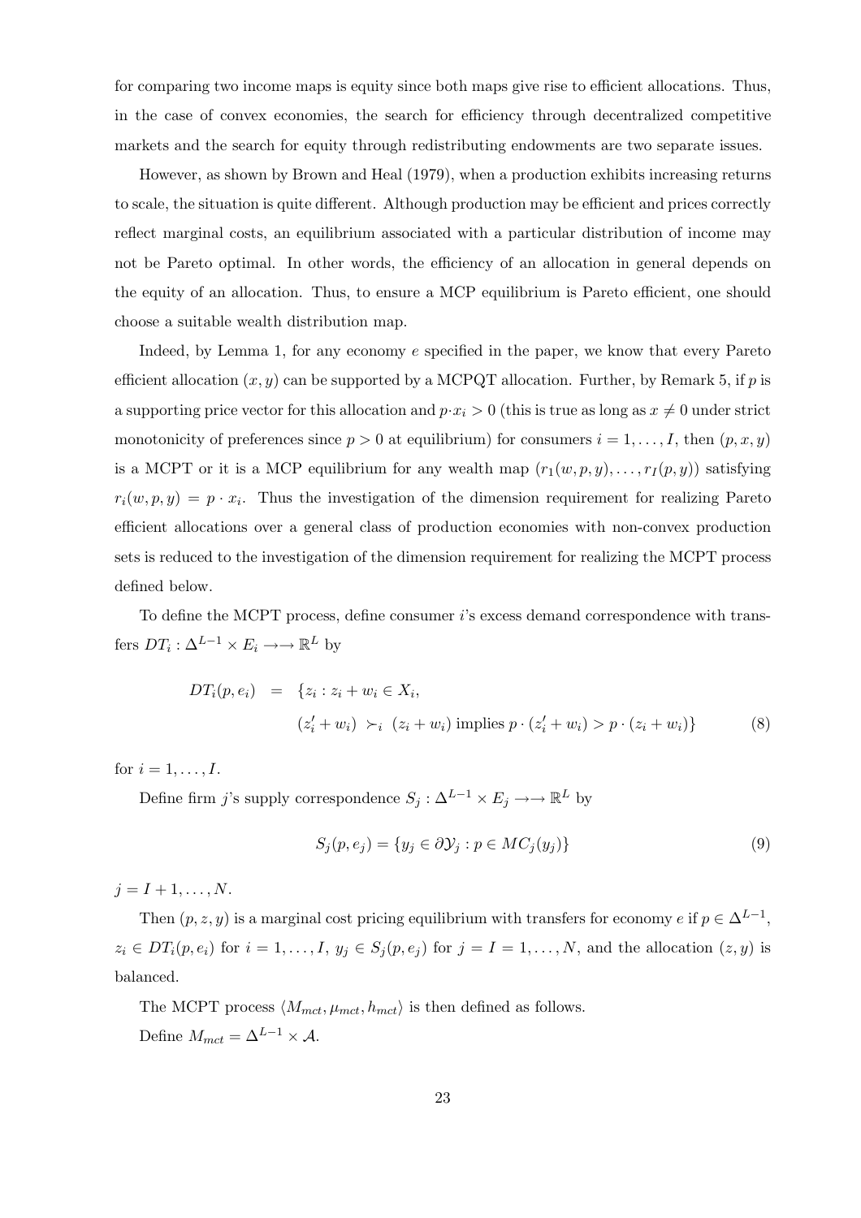for comparing two income maps is equity since both maps give rise to efficient allocations. Thus, in the case of convex economies, the search for efficiency through decentralized competitive markets and the search for equity through redistributing endowments are two separate issues.

However, as shown by Brown and Heal (1979), when a production exhibits increasing returns to scale, the situation is quite different. Although production may be efficient and prices correctly reflect marginal costs, an equilibrium associated with a particular distribution of income may not be Pareto optimal. In other words, the efficiency of an allocation in general depends on the equity of an allocation. Thus, to ensure a MCP equilibrium is Pareto efficient, one should choose a suitable wealth distribution map.

Indeed, by Lemma 1, for any economy $e$ specified in the paper, we know that every Pareto efficient allocation $(x, y)$ can be supported by a MCPQT allocation. Further, by Remark 5, if $p$ is a supporting price vector for this allocation and $p \cdot x_i > 0$ (this is true as long as $x \neq 0$ under strict monotonicity of preferences since $p > 0$ at equilibrium) for consumers $i = 1, \ldots, I$, then $(p, x, y)$ is a MCPT or it is a MCP equilibrium for any wealth map $(r_1(w, p, y), \ldots, r_I(p, y))$ satisfying $r_i(w, p, y) = p \cdot x_i$. Thus the investigation of the dimension requirement for realizing Pareto efficient allocations over a general class of production economies with non-convex production sets is reduced to the investigation of the dimension requirement for realizing the MCPT process defined below.

To define the MCPT process, define consumer $i$'s excess demand correspondence with transfers $DT_i : \Delta^{L-1} \times E_i \rightarrow\rightarrow \mathbb{R}^L$ by

$$
\begin{aligned}
DT_i(p, e_i) \;\; = \;\; & \{z_i : z_i + w_i \in X_i, \\
& (z_i' + w_i) \succ_i (z_i + w_i) \text{ implies } p \cdot (z_i' + w_i) > p \cdot (z_i + w_i)\}
\end{aligned}
\tag{8}
$$

for $i = 1, \ldots, I$.

Define firm $j$'s supply correspondence $S_j : \Delta^{L-1} \times E_j \rightarrow\rightarrow \mathbb{R}^L$ by

$$
S_j(p, e_j) = \{y_j \in \partial \mathcal{Y}_j : p \in MC_j(y_j)\}
\tag{9}
$$

$j = I + 1, \ldots, N$.

Then $(p, z, y)$ is a marginal cost pricing equilibrium with transfers for economy $e$ if $p \in \Delta^{L-1}$, $z_i \in DT_i(p, e_i)$ for $i = 1, \ldots, I$, $y_j \in S_j(p, e_j)$ for $j = I = 1, \ldots, N$, and the allocation $(z, y)$ is balanced.

The MCPT process $\langle M_{mct}, \mu_{mct}, h_{mct} \rangle$ is then defined as follows.

Define $M_{mct} = \Delta^{L-1} \times \mathcal{A}$.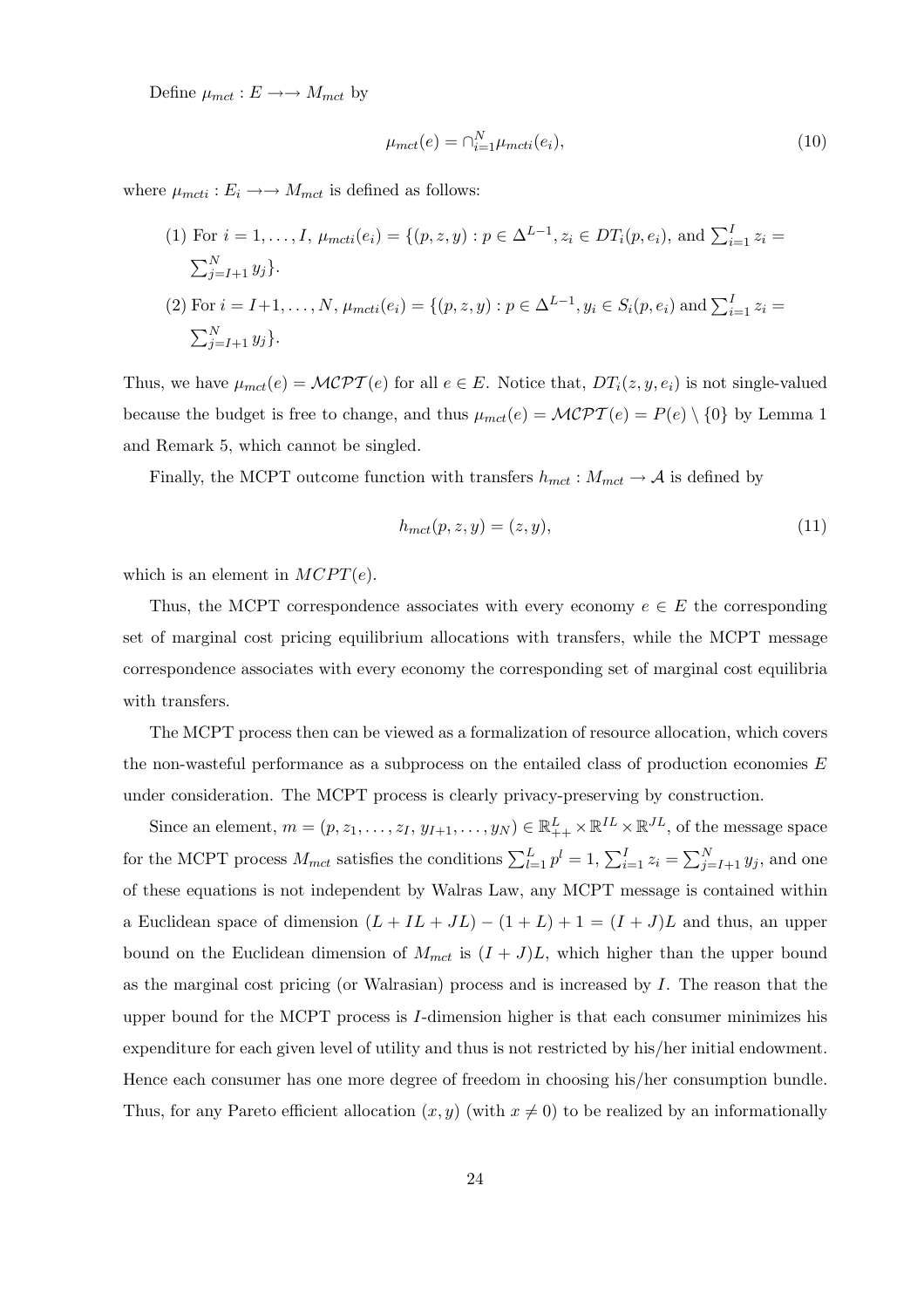Define $\mu_{mct} : E \to\to M_{mct}$ by

$$\mu_{mct}(e) = \cap_{i=1}^{N} \mu_{mcti}(e_i), \tag{10}$$

where $\mu_{mcti} : E_i \to\to M_{mct}$ is defined as follows:

(1) For $i = 1, \ldots, I$, $\mu_{mcti}(e_i) = \{(p, z, y) : p \in \Delta^{L-1}, z_i \in DT_i(p, e_i)$, and $\sum_{i=1}^{I} z_i = \sum_{j=I+1}^{N} y_j\}$.

(2) For $i = I+1, \ldots, N$, $\mu_{mcti}(e_i) = \{(p, z, y) : p \in \Delta^{L-1}, y_i \in S_i(p, e_i)$ and $\sum_{i=1}^{I} z_i = \sum_{j=I+1}^{N} y_j\}$.

Thus, we have $\mu_{mct}(e) = \mathcal{MCPT}(e)$ for all $e \in E$. Notice that, $DT_i(z, y, e_i)$ is not single-valued because the budget is free to change, and thus $\mu_{mct}(e) = \mathcal{MCPT}(e) = P(e) \setminus \{0\}$ by Lemma 1 and Remark 5, which cannot be singled.

Finally, the MCPT outcome function with transfers $h_{mct} : M_{mct} \to \mathcal{A}$ is defined by

$$h_{mct}(p, z, y) = (z, y), \tag{11}$$

which is an element in $MCPT(e)$.

Thus, the MCPT correspondence associates with every economy $e \in E$ the corresponding set of marginal cost pricing equilibrium allocations with transfers, while the MCPT message correspondence associates with every economy the corresponding set of marginal cost equilibria with transfers.

The MCPT process then can be viewed as a formalization of resource allocation, which covers the non-wasteful performance as a subprocess on the entailed class of production economies $E$ under consideration. The MCPT process is clearly privacy-preserving by construction.

Since an element, $m = (p, z_1, \ldots, z_I, y_{I+1}, \ldots, y_N) \in \mathbb{R}^L_{++} \times \mathbb{R}^{IL} \times \mathbb{R}^{JL}$, of the message space for the MCPT process $M_{mct}$ satisfies the conditions $\sum_{l=1}^{L} p^l = 1$, $\sum_{i=1}^{I} z_i = \sum_{j=I+1}^{N} y_j$, and one of these equations is not independent by Walras Law, any MCPT message is contained within a Euclidean space of dimension $(L + IL + JL) - (1 + L) + 1 = (I + J)L$ and thus, an upper bound on the Euclidean dimension of $M_{mct}$ is $(I + J)L$, which higher than the upper bound as the marginal cost pricing (or Walrasian) process and is increased by $I$. The reason that the upper bound for the MCPT process is $I$-dimension higher is that each consumer minimizes his expenditure for each given level of utility and thus is not restricted by his/her initial endowment. Hence each consumer has one more degree of freedom in choosing his/her consumption bundle. Thus, for any Pareto efficient allocation $(x, y)$ (with $x \neq 0$) to be realized by an informationally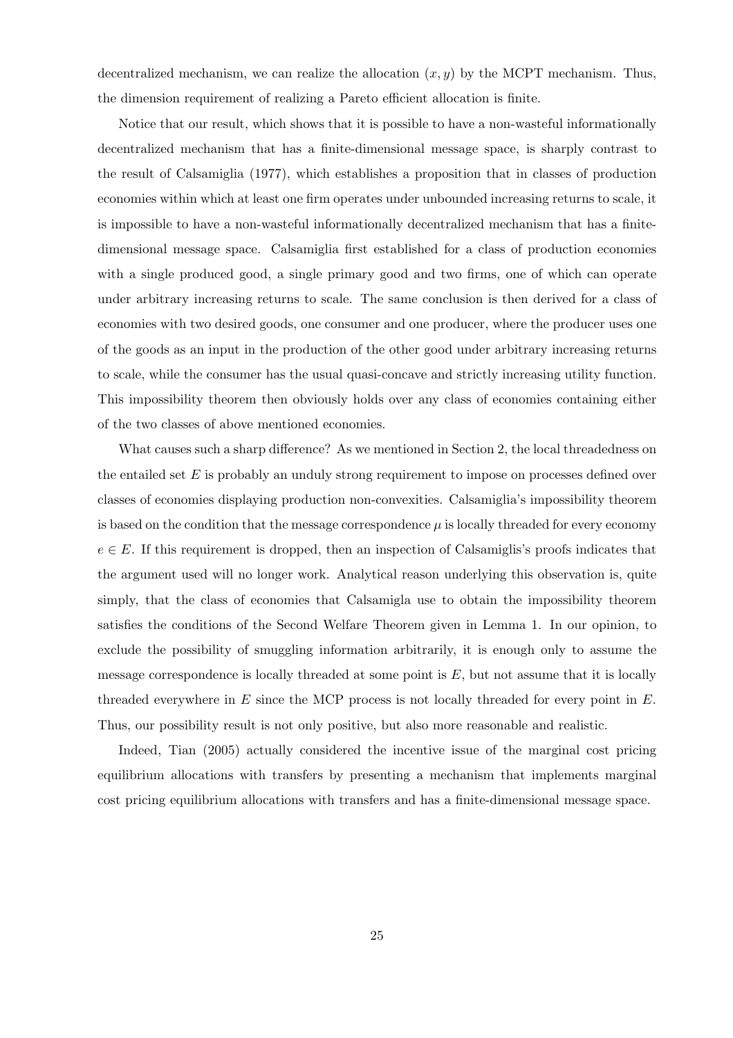decentralized mechanism, we can realize the allocation $(x, y)$ by the MCPT mechanism. Thus, the dimension requirement of realizing a Pareto efficient allocation is finite.

Notice that our result, which shows that it is possible to have a non-wasteful informationally decentralized mechanism that has a finite-dimensional message space, is sharply contrast to the result of Calsamiglia (1977), which establishes a proposition that in classes of production economies within which at least one firm operates under unbounded increasing returns to scale, it is impossible to have a non-wasteful informationally decentralized mechanism that has a finite-dimensional message space. Calsamiglia first established for a class of production economies with a single produced good, a single primary good and two firms, one of which can operate under arbitrary increasing returns to scale. The same conclusion is then derived for a class of economies with two desired goods, one consumer and one producer, where the producer uses one of the goods as an input in the production of the other good under arbitrary increasing returns to scale, while the consumer has the usual quasi-concave and strictly increasing utility function. This impossibility theorem then obviously holds over any class of economies containing either of the two classes of above mentioned economies.

What causes such a sharp difference? As we mentioned in Section 2, the local threadedness on the entailed set $E$ is probably an unduly strong requirement to impose on processes defined over classes of economies displaying production non-convexities. Calsamiglia's impossibility theorem is based on the condition that the message correspondence $\mu$ is locally threaded for every economy $e \in E$. If this requirement is dropped, then an inspection of Calsamiglis's proofs indicates that the argument used will no longer work. Analytical reason underlying this observation is, quite simply, that the class of economies that Calsamigla use to obtain the impossibility theorem satisfies the conditions of the Second Welfare Theorem given in Lemma 1. In our opinion, to exclude the possibility of smuggling information arbitrarily, it is enough only to assume the message correspondence is locally threaded at some point is $E$, but not assume that it is locally threaded everywhere in $E$ since the MCP process is not locally threaded for every point in $E$. Thus, our possibility result is not only positive, but also more reasonable and realistic.

Indeed, Tian (2005) actually considered the incentive issue of the marginal cost pricing equilibrium allocations with transfers by presenting a mechanism that implements marginal cost pricing equilibrium allocations with transfers and has a finite-dimensional message space.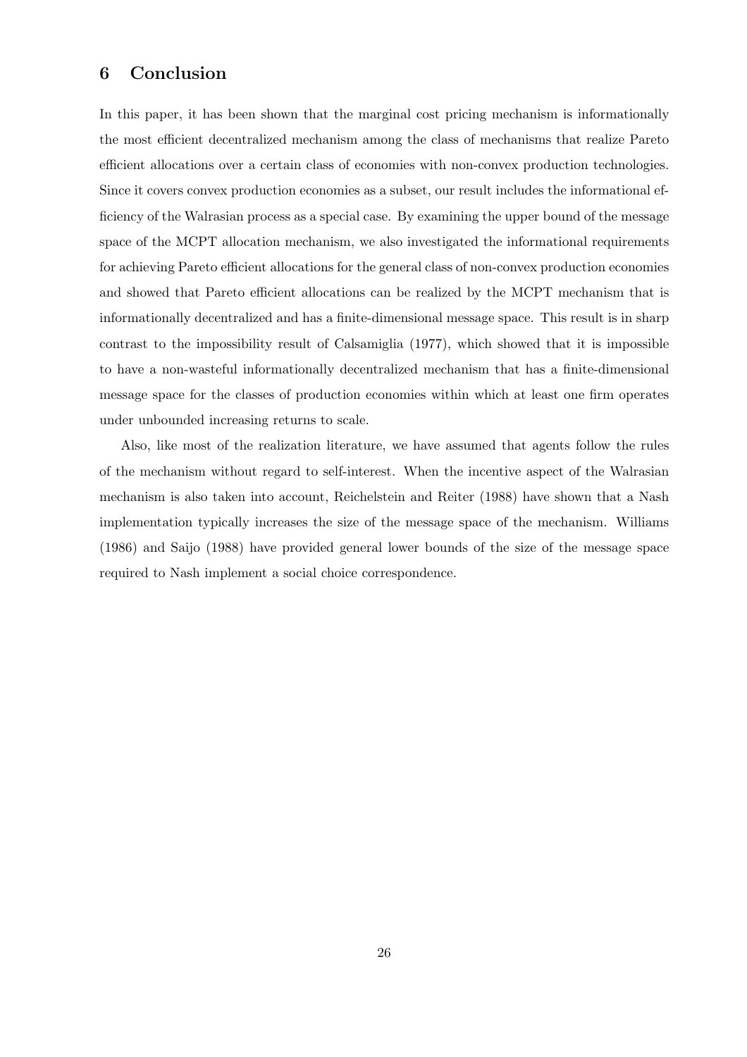## 6 Conclusion

In this paper, it has been shown that the marginal cost pricing mechanism is informationally the most efficient decentralized mechanism among the class of mechanisms that realize Pareto efficient allocations over a certain class of economies with non-convex production technologies. Since it covers convex production economies as a subset, our result includes the informational efficiency of the Walrasian process as a special case. By examining the upper bound of the message space of the MCPT allocation mechanism, we also investigated the informational requirements for achieving Pareto efficient allocations for the general class of non-convex production economies and showed that Pareto efficient allocations can be realized by the MCPT mechanism that is informationally decentralized and has a finite-dimensional message space. This result is in sharp contrast to the impossibility result of Calsamiglia (1977), which showed that it is impossible to have a non-wasteful informationally decentralized mechanism that has a finite-dimensional message space for the classes of production economies within which at least one firm operates under unbounded increasing returns to scale.

Also, like most of the realization literature, we have assumed that agents follow the rules of the mechanism without regard to self-interest. When the incentive aspect of the Walrasian mechanism is also taken into account, Reichelstein and Reiter (1988) have shown that a Nash implementation typically increases the size of the message space of the mechanism. Williams (1986) and Saijo (1988) have provided general lower bounds of the size of the message space required to Nash implement a social choice correspondence.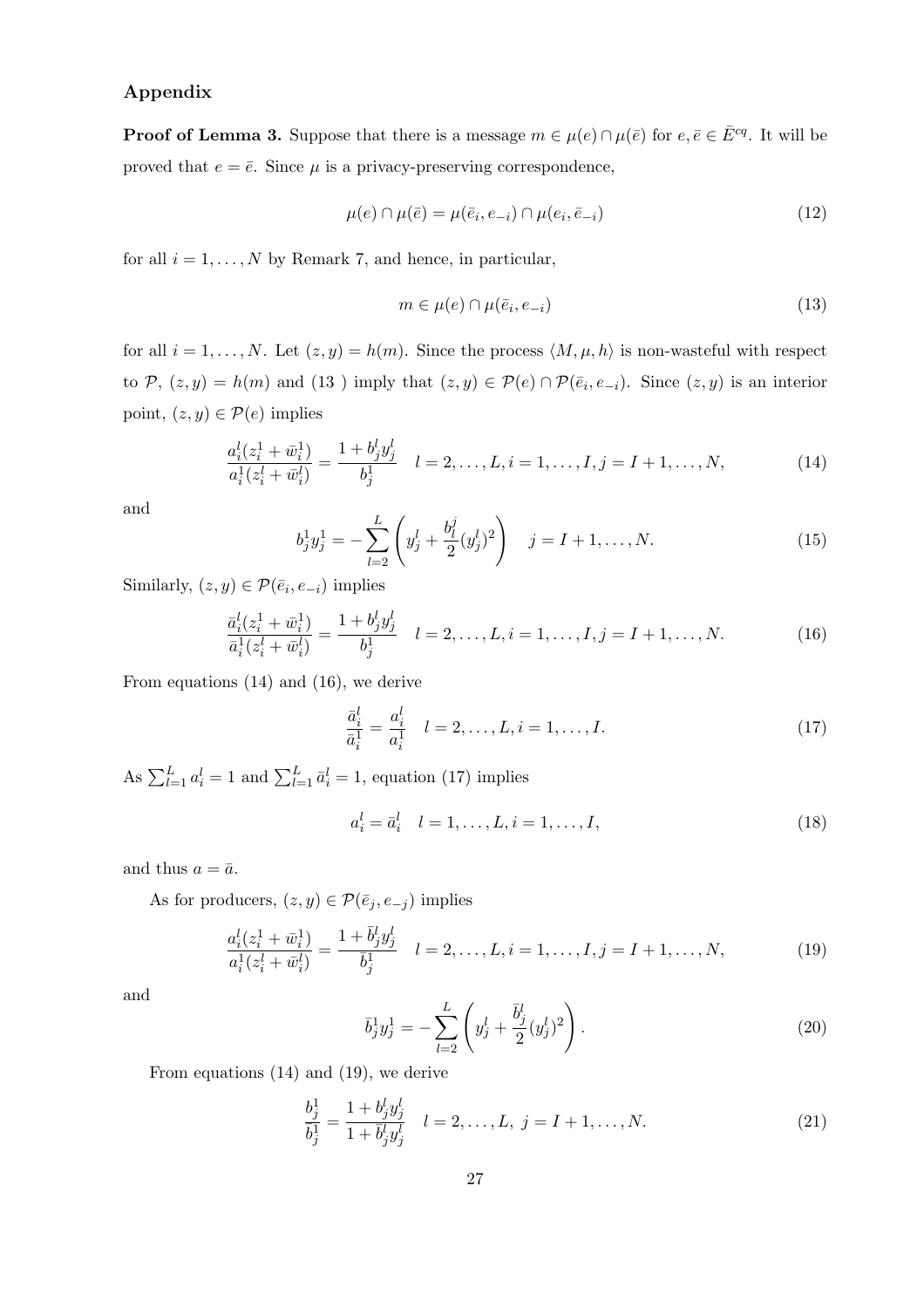## Appendix

**Proof of Lemma 3.** Suppose that there is a message $m \in \mu(e) \cap \mu(\bar{e})$ for $e, \bar{e} \in \bar{E}^{cq}$. It will be proved that $e = \bar{e}$. Since $\mu$ is a privacy-preserving correspondence,

$$\mu(e) \cap \mu(\bar{e}) = \mu(\bar{e}_i, e_{-i}) \cap \mu(e_i, \bar{e}_{-i}) \tag{12}$$

for all $i = 1, \ldots, N$ by Remark 7, and hence, in particular,

$$m \in \mu(e) \cap \mu(\bar{e}_i, e_{-i}) \tag{13}$$

for all $i = 1, \ldots, N$. Let $(z, y) = h(m)$. Since the process $\langle M, \mu, h \rangle$ is non-wasteful with respect to $\mathcal{P}$, $(z, y) = h(m)$ and (13 ) imply that $(z, y) \in \mathcal{P}(e) \cap \mathcal{P}(\bar{e}_i, e_{-i})$. Since $(z, y)$ is an interior point, $(z, y) \in \mathcal{P}(e)$ implies

$$\frac{a_i^l(z_i^1 + \bar{w}_i^1)}{a_i^1(z_i^l + \bar{w}_i^l)} = \frac{1 + b_j^l y_j^l}{b_j^1} \quad l = 2, \ldots, L, i = 1, \ldots, I, j = I + 1, \ldots, N, \tag{14}$$

and

$$b_j^1 y_j^1 = -\sum_{l=2}^{L} \left( y_j^l + \frac{b_l^j}{2}(y_j^l)^2 \right) \quad j = I + 1, \ldots, N. \tag{15}$$

Similarly, $(z, y) \in \mathcal{P}(\bar{e}_i, e_{-i})$ implies

$$\frac{\bar{a}_i^l(z_i^1 + \bar{w}_i^1)}{\bar{a}_i^1(z_i^l + \bar{w}_i^l)} = \frac{1 + b_j^l y_j^l}{b_j^1} \quad l = 2, \ldots, L, i = 1, \ldots, I, j = I + 1, \ldots, N. \tag{16}$$

From equations (14) and (16), we derive

$$\frac{\bar{a}_i^l}{\bar{a}_i^1} = \frac{a_i^l}{a_i^1} \quad l = 2, \ldots, L, i = 1, \ldots, I. \tag{17}$$

As $\sum_{l=1}^{L} a_i^l = 1$ and $\sum_{l=1}^{L} \bar{a}_i^l = 1$, equation (17) implies

$$a_i^l = \bar{a}_i^l \quad l = 1, \ldots, L, i = 1, \ldots, I, \tag{18}$$

and thus $a = \bar{a}$.

As for producers, $(z, y) \in \mathcal{P}(\bar{e}_j, e_{-j})$ implies

$$\frac{a_i^l(z_i^1 + \bar{w}_i^1)}{a_i^1(z_i^l + \bar{w}_i^l)} = \frac{1 + \bar{b}_j^l y_j^l}{\bar{b}_j^1} \quad l = 2, \ldots, L, i = 1, \ldots, I, j = I + 1, \ldots, N, \tag{19}$$

and

$$\bar{b}_j^1 y_j^1 = -\sum_{l=2}^{L} \left( y_j^l + \frac{\bar{b}_j^l}{2}(y_j^l)^2 \right). \tag{20}$$

From equations (14) and (19), we derive

$$\frac{b_j^1}{\bar{b}_j^1} = \frac{1 + b_j^l y_j^l}{1 + \bar{b}_j^l y_j^l} \quad l = 2, \ldots, L, \ j = I + 1, \ldots, N. \tag{21}$$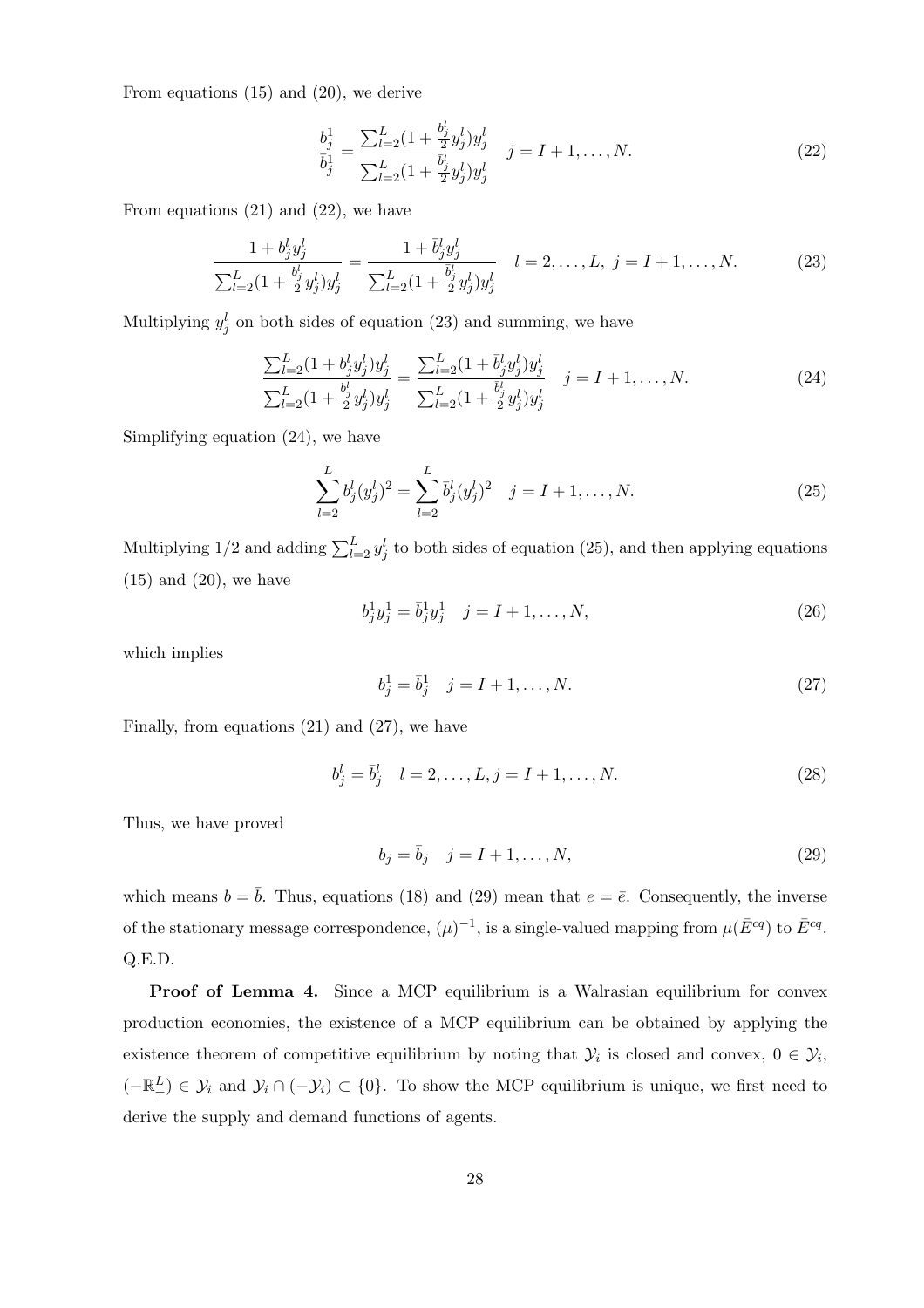From equations (15) and (20), we derive

$$\frac{b_j^1}{\bar{b}_j^1} = \frac{\sum_{l=2}^L (1 + \frac{b_j^l}{2} y_j^l) y_j^l}{\sum_{l=2}^L (1 + \frac{\bar{b}_j^l}{2} y_j^l) y_j^l} \quad j = I+1, \ldots, N. \tag{22}$$

From equations (21) and (22), we have

$$\frac{1 + b_j^l y_j^l}{\sum_{l=2}^L (1 + \frac{b_j^l}{2} y_j^l) y_j^l} = \frac{1 + \bar{b}_j^l y_j^l}{\sum_{l=2}^L (1 + \frac{\bar{b}_j^l}{2} y_j^l) y_j^l} \quad l = 2, \ldots, L, \ j = I+1, \ldots, N. \tag{23}$$

Multiplying $y_j^l$ on both sides of equation (23) and summing, we have

$$\frac{\sum_{l=2}^L (1 + b_j^l y_j^l) y_j^l}{\sum_{l=2}^L (1 + \frac{b_j^l}{2} y_j^l) y_j^l} = \frac{\sum_{l=2}^L (1 + \bar{b}_j^l y_j^l) y_j^l}{\sum_{l=2}^L (1 + \frac{\bar{b}_j^l}{2} y_j^l) y_j^l} \quad j = I+1, \ldots, N. \tag{24}$$

Simplifying equation (24), we have

$$\sum_{l=2}^L b_j^l (y_j^l)^2 = \sum_{l=2}^L \bar{b}_j^l (y_j^l)^2 \quad j = I+1, \ldots, N. \tag{25}$$

Multiplying 1/2 and adding $\sum_{l=2}^L y_j^l$ to both sides of equation (25), and then applying equations (15) and (20), we have

$$b_j^1 y_j^1 = \bar{b}_j^1 y_j^1 \quad j = I+1, \ldots, N, \tag{26}$$

which implies

$$b_j^1 = \bar{b}_j^1 \quad j = I+1, \ldots, N. \tag{27}$$

Finally, from equations (21) and (27), we have

$$b_j^l = \bar{b}_j^l \quad l = 2, \ldots, L, j = I+1, \ldots, N. \tag{28}$$

Thus, we have proved

$$b_j = \bar{b}_j \quad j = I+1, \ldots, N, \tag{29}$$

which means $b = \bar{b}$. Thus, equations (18) and (29) mean that $e = \bar{e}$. Consequently, the inverse of the stationary message correspondence, $(\mu)^{-1}$, is a single-valued mapping from $\mu(\bar{E}^{cq})$ to $\bar{E}^{cq}$. Q.E.D.

**Proof of Lemma 4.** Since a MCP equilibrium is a Walrasian equilibrium for convex production economies, the existence of a MCP equilibrium can be obtained by applying the existence theorem of competitive equilibrium by noting that $\mathcal{Y}_i$ is closed and convex, $0 \in \mathcal{Y}_i$, $(-\mathbb{R}_+^L) \in \mathcal{Y}_i$ and $\mathcal{Y}_i \cap (-\mathcal{Y}_i) \subset \{0\}$. To show the MCP equilibrium is unique, we first need to derive the supply and demand functions of agents.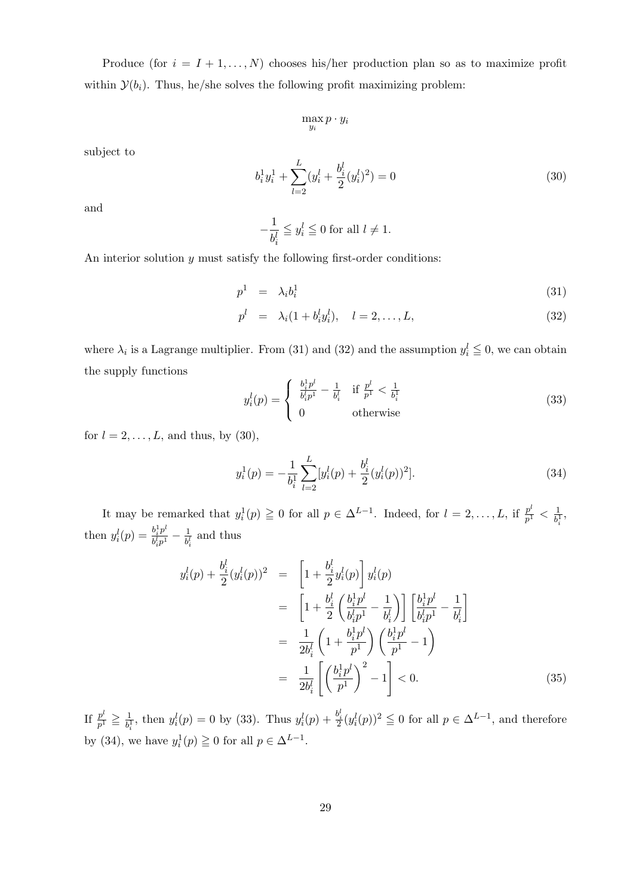Produce (for $i = I+1, \ldots, N$) chooses his/her production plan so as to maximize profit within $\mathcal{Y}(b_i)$. Thus, he/she solves the following profit maximizing problem:

$$\max_{y_i} p \cdot y_i$$

subject to

$$b_i^1 y_i^1 + \sum_{l=2}^{L} (y_i^l + \frac{b_i^l}{2}(y_i^l)^2) = 0 \tag{30}$$

and

$$-\frac{1}{b_i^l} \leqq y_i^l \leqq 0 \text{ for all } l \neq 1.$$

An interior solution $y$ must satisfy the following first-order conditions:

$$p^1 = \lambda_i b_i^1 \tag{31}$$

$$p^l = \lambda_i (1 + b_i^l y_i^l), \quad l = 2, \ldots, L, \tag{32}$$

where $\lambda_i$ is a Lagrange multiplier. From (31) and (32) and the assumption $y_i^l \leqq 0$, we can obtain the supply functions

$$y_i^l(p) = \begin{cases} \frac{b_i^1 p^l}{b_i^l p^1} - \frac{1}{b_i^l} & \text{if } \frac{p^l}{p^1} < \frac{1}{b_i^1} \\ 0 & \text{otherwise} \end{cases} \tag{33}$$

for $l = 2, \ldots, L$, and thus, by (30),

$$y_i^1(p) = -\frac{1}{b_i^1} \sum_{l=2}^{L} [y_i^l(p) + \frac{b_i^l}{2}(y_i^l(p))^2]. \tag{34}$$

It may be remarked that $y_i^1(p) \geqq 0$ for all $p \in \Delta^{L-1}$. Indeed, for $l = 2, \ldots, L$, if $\frac{p^l}{p^1} < \frac{1}{b_i^1}$, then $y_i^l(p) = \frac{b_i^1 p^l}{b_i^l p^1} - \frac{1}{b_i^l}$ and thus

$$\begin{aligned}
y_i^l(p) + \frac{b_i^l}{2}(y_i^l(p))^2 &= \left[1 + \frac{b_i^l}{2} y_i^l(p)\right] y_i^l(p) \\
&= \left[1 + \frac{b_i^l}{2}\left(\frac{b_i^1 p^l}{b_i^l p^1} - \frac{1}{b_i^l}\right)\right]\left[\frac{b_i^1 p^l}{b_i^l p^1} - \frac{1}{b_i^l}\right] \\
&= \frac{1}{2b_i^l}\left(1 + \frac{b_i^1 p^l}{p^1}\right)\left(\frac{b_i^1 p^l}{p^1} - 1\right) \\
&= \frac{1}{2b_i^l}\left[\left(\frac{b_i^1 p^l}{p^1}\right)^2 - 1\right] < 0.
\end{aligned} \tag{35}$$

If $\frac{p^l}{p^1} \geqq \frac{1}{b_i^1}$, then $y_i^l(p) = 0$ by (33). Thus $y_i^l(p) + \frac{b_i^l}{2}(y_i^l(p))^2 \leqq 0$ for all $p \in \Delta^{L-1}$, and therefore by (34), we have $y_i^1(p) \geqq 0$ for all $p \in \Delta^{L-1}$.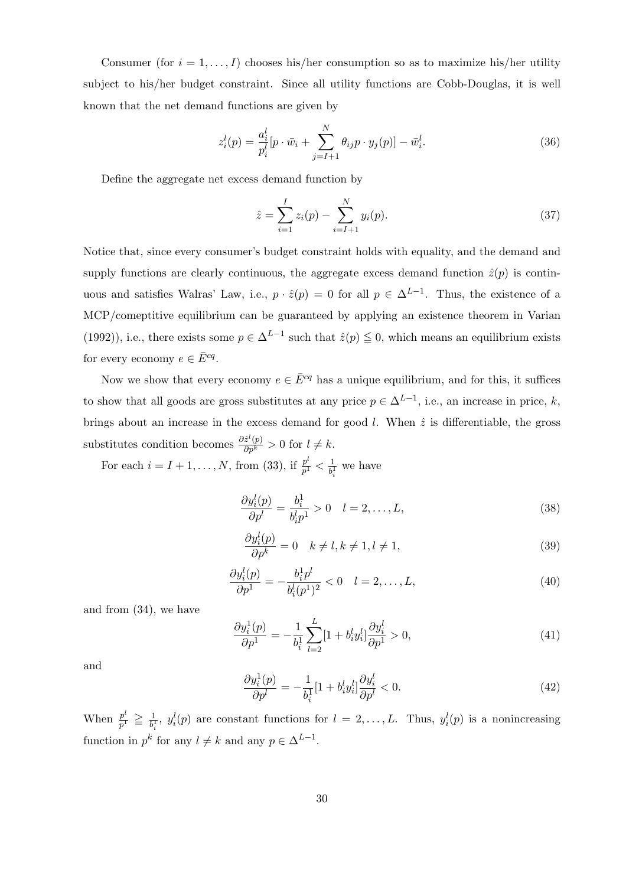Consumer (for $i = 1, \ldots, I$) chooses his/her consumption so as to maximize his/her utility subject to his/her budget constraint. Since all utility functions are Cobb-Douglas, it is well known that the net demand functions are given by

$$z_i^l(p) = \frac{a_i^l}{p_i^l}[p \cdot \bar{w}_i + \sum_{j=I+1}^{N} \theta_{ij} p \cdot y_j(p)] - \bar{w}_i^l. \tag{36}$$

Define the aggregate net excess demand function by

$$\hat{z} = \sum_{i=1}^{I} z_i(p) - \sum_{i=I+1}^{N} y_i(p). \tag{37}$$

Notice that, since every consumer's budget constraint holds with equality, and the demand and supply functions are clearly continuous, the aggregate excess demand function $\hat{z}(p)$ is continuous and satisfies Walras' Law, i.e., $p \cdot \hat{z}(p) = 0$ for all $p \in \Delta^{L-1}$. Thus, the existence of a MCP/cometitive equilibrium can be guaranteed by applying an existence theorem in Varian (1992)), i.e., there exists some $p \in \Delta^{L-1}$ such that $\hat{z}(p) \leqq 0$, which means an equilibrium exists for every economy $e \in \bar{E}^{cq}$.

Now we show that every economy $e \in \bar{E}^{cq}$ has a unique equilibrium, and for this, it suffices to show that all goods are gross substitutes at any price $p \in \Delta^{L-1}$, i.e., an increase in price, $k$, brings about an increase in the excess demand for good $l$. When $\hat{z}$ is differentiable, the gross substitutes condition becomes $\frac{\partial \hat{z}^l(p)}{\partial p^k} > 0$ for $l \neq k$.

For each $i = I+1, \ldots, N$, from (33), if $\frac{p^l}{p^1} < \frac{1}{b_i^1}$ we have

$$\frac{\partial y_i^l(p)}{\partial p^l} = \frac{b_i^1}{b_i^l p^1} > 0 \quad l = 2, \ldots, L, \tag{38}$$

$$\frac{\partial y_i^l(p)}{\partial p^k} = 0 \quad k \neq l, k \neq 1, l \neq 1, \tag{39}$$

$$\frac{\partial y_i^l(p)}{\partial p^1} = -\frac{b_i^1 p^l}{b_i^l (p^1)^2} < 0 \quad l = 2, \ldots, L, \tag{40}$$

and from (34), we have

$$\frac{\partial y_i^1(p)}{\partial p^1} = -\frac{1}{b_i^1} \sum_{l=2}^{L} [1 + b_i^l y_i^l] \frac{\partial y_i^l}{\partial p^1} > 0, \tag{41}$$

and

$$\frac{\partial y_i^1(p)}{\partial p^l} = -\frac{1}{b_i^1} [1 + b_i^l y_i^l] \frac{\partial y_i^l}{\partial p^l} < 0. \tag{42}$$

When $\frac{p^l}{p^1} \geqq \frac{1}{b_i^1}$, $y_i^l(p)$ are constant functions for $l = 2, \ldots, L$. Thus, $y_i^l(p)$ is a nonincreasing function in $p^k$ for any $l \neq k$ and any $p \in \Delta^{L-1}$.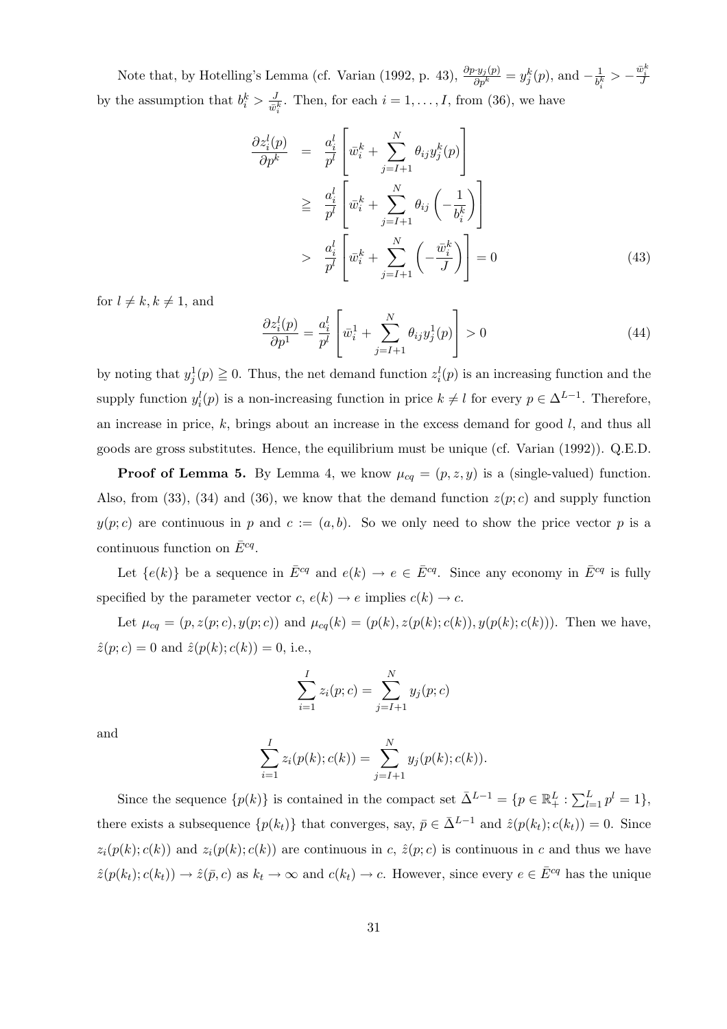Note that, by Hotelling's Lemma (cf. Varian (1992, p. 43), $\frac{\partial p \cdot y_j(p)}{\partial p^k} = y_j^k(p)$, and $-\frac{1}{b_i^k} > -\frac{\bar{w}_i^k}{J}$ by the assumption that $b_i^k > \frac{J}{\bar{w}_i^k}$. Then, for each $i = 1, \ldots, I$, from (36), we have

$$
\begin{aligned}
\frac{\partial z_i^l(p)}{\partial p^k} &= \frac{a_i^l}{p^l}\left[\bar{w}_i^k + \sum_{j=I+1}^{N} \theta_{ij} y_j^k(p)\right] \\
&\geqq \frac{a_i^l}{p^l}\left[\bar{w}_i^k + \sum_{j=I+1}^{N} \theta_{ij}\left(-\frac{1}{b_i^k}\right)\right] \\
&> \frac{a_i^l}{p^l}\left[\bar{w}_i^k + \sum_{j=I+1}^{N}\left(-\frac{\bar{w}_i^k}{J}\right)\right] = 0
\end{aligned}
\tag{43}
$$

for $l \neq k, k \neq 1$, and

$$
\frac{\partial z_i^l(p)}{\partial p^1} = \frac{a_i^l}{p^l}\left[\bar{w}_i^1 + \sum_{j=I+1}^{N} \theta_{ij} y_j^1(p)\right] > 0 \tag{44}
$$

by noting that $y_j^1(p) \geqq 0$. Thus, the net demand function $z_i^l(p)$ is an increasing function and the supply function $y_i^l(p)$ is a non-increasing function in price $k \neq l$ for every $p \in \Delta^{L-1}$. Therefore, an increase in price, $k$, brings about an increase in the excess demand for good $l$, and thus all goods are gross substitutes. Hence, the equilibrium must be unique (cf. Varian (1992)). Q.E.D.

**Proof of Lemma 5.** By Lemma 4, we know $\mu_{cq} = (p, z, y)$ is a (single-valued) function. Also, from (33), (34) and (36), we know that the demand function $z(p; c)$ and supply function $y(p; c)$ are continuous in $p$ and $c := (a, b)$. So we only need to show the price vector $p$ is a continuous function on $\bar{E}^{cq}$.

Let $\{e(k)\}$ be a sequence in $\bar{E}^{cq}$ and $e(k) \to e \in \bar{E}^{cq}$. Since any economy in $\bar{E}^{cq}$ is fully specified by the parameter vector $c$, $e(k) \to e$ implies $c(k) \to c$.

Let $\mu_{cq} = (p, z(p; c), y(p; c))$ and $\mu_{cq}(k) = (p(k), z(p(k); c(k)), y(p(k); c(k)))$. Then we have, $\hat{z}(p; c) = 0$ and $\hat{z}(p(k); c(k)) = 0$, i.e.,

$$
\sum_{i=1}^{I} z_i(p; c) = \sum_{j=I+1}^{N} y_j(p; c)
$$

and

$$
\sum_{i=1}^{I} z_i(p(k); c(k)) = \sum_{j=I+1}^{N} y_j(p(k); c(k)).
$$

Since the sequence $\{p(k)\}$ is contained in the compact set $\bar{\Delta}^{L-1} = \{p \in \mathbb{R}_+^L : \sum_{l=1}^{L} p^l = 1\}$, there exists a subsequence $\{p(k_t)\}$ that converges, say, $\bar{p} \in \bar{\Delta}^{L-1}$ and $\hat{z}(p(k_t); c(k_t)) = 0$. Since $z_i(p(k); c(k))$ and $z_i(p(k); c(k))$ are continuous in $c$, $\hat{z}(p; c)$ is continuous in $c$ and thus we have $\hat{z}(p(k_t); c(k_t)) \to \hat{z}(\bar{p}, c)$ as $k_t \to \infty$ and $c(k_t) \to c$. However, since every $e \in \bar{E}^{cq}$ has the unique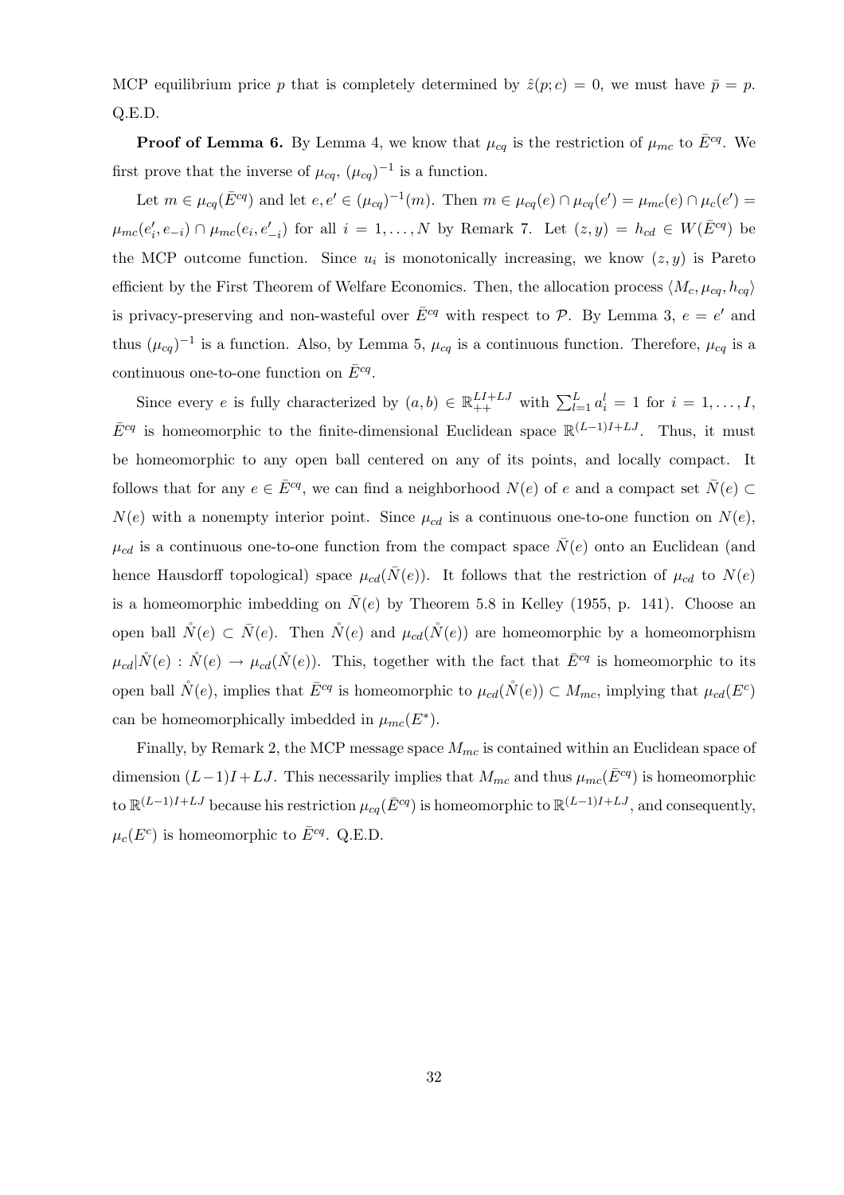MCP equilibrium price $p$ that is completely determined by $\hat{z}(p; c) = 0$, we must have $\bar{p} = p$. Q.E.D.

**Proof of Lemma 6.** By Lemma 4, we know that $\mu_{cq}$ is the restriction of $\mu_{mc}$ to $\bar{E}^{cq}$. We first prove that the inverse of $\mu_{cq}$, $(\mu_{cq})^{-1}$ is a function.

Let $m \in \mu_{cq}(\bar{E}^{cq})$ and let $e, e' \in (\mu_{cq})^{-1}(m)$. Then $m \in \mu_{cq}(e) \cap \mu_{cq}(e') = \mu_{mc}(e) \cap \mu_c(e') = \mu_{mc}(e'_i, e_{-i}) \cap \mu_{mc}(e_i, e'_{-i})$ for all $i = 1, \ldots, N$ by Remark 7. Let $(z, y) = h_{cd} \in W(\bar{E}^{cq})$ be the MCP outcome function. Since $u_i$ is monotonically increasing, we know $(z, y)$ is Pareto efficient by the First Theorem of Welfare Economics. Then, the allocation process $\langle M_c, \mu_{cq}, h_{cq} \rangle$ is privacy-preserving and non-wasteful over $\bar{E}^{cq}$ with respect to $\mathcal{P}$. By Lemma 3, $e = e'$ and thus $(\mu_{cq})^{-1}$ is a function. Also, by Lemma 5, $\mu_{cq}$ is a continuous function. Therefore, $\mu_{cq}$ is a continuous one-to-one function on $\bar{E}^{cq}$.

Since every $e$ is fully characterized by $(a, b) \in \mathbb{R}^{LI+LJ}_{++}$ with $\sum_{l=1}^{L} a_i^l = 1$ for $i = 1, \ldots, I$, $\bar{E}^{cq}$ is homeomorphic to the finite-dimensional Euclidean space $\mathbb{R}^{(L-1)I+LJ}$. Thus, it must be homeomorphic to any open ball centered on any of its points, and locally compact. It follows that for any $e \in \bar{E}^{cq}$, we can find a neighborhood $N(e)$ of $e$ and a compact set $\bar{N}(e) \subset N(e)$ with a nonempty interior point. Since $\mu_{cd}$ is a continuous one-to-one function on $N(e)$, $\mu_{cd}$ is a continuous one-to-one function from the compact space $\bar{N}(e)$ onto an Euclidean (and hence Hausdorff topological) space $\mu_{cd}(\bar{N}(e))$. It follows that the restriction of $\mu_{cd}$ to $N(e)$ is a homeomorphic imbedding on $\bar{N}(e)$ by Theorem 5.8 in Kelley (1955, p. 141). Choose an open ball $\mathring{N}(e) \subset \bar{N}(e)$. Then $\mathring{N}(e)$ and $\mu_{cd}(\mathring{N}(e))$ are homeomorphic by a homeomorphism $\mu_{cd}|\mathring{N}(e) : \mathring{N}(e) \to \mu_{cd}(\mathring{N}(e))$. This, together with the fact that $\bar{E}^{cq}$ is homeomorphic to its open ball $\mathring{N}(e)$, implies that $\bar{E}^{cq}$ is homeomorphic to $\mu_{cd}(\mathring{N}(e)) \subset M_{mc}$, implying that $\mu_{cd}(E^c)$ can be homeomorphically imbedded in $\mu_{mc}(E^*)$.

Finally, by Remark 2, the MCP message space $M_{mc}$ is contained within an Euclidean space of dimension $(L-1)I+LJ$. This necessarily implies that $M_{mc}$ and thus $\mu_{mc}(\bar{E}^{cq})$ is homeomorphic to $\mathbb{R}^{(L-1)I+LJ}$ because his restriction $\mu_{cq}(\bar{E}^{cq})$ is homeomorphic to $\mathbb{R}^{(L-1)I+LJ}$, and consequently, $\mu_c(E^c)$ is homeomorphic to $\bar{E}^{cq}$. Q.E.D.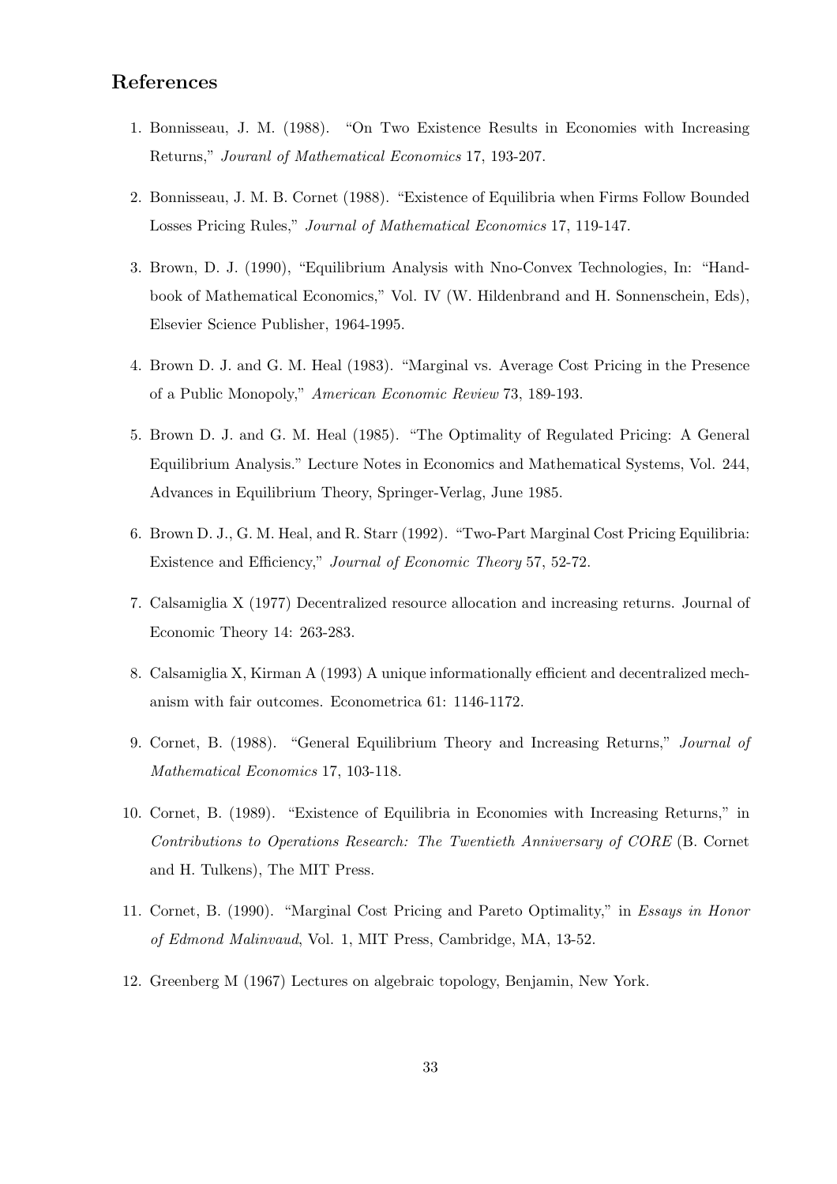## References

1. Bonnisseau, J. M. (1988). "On Two Existence Results in Economies with Increasing Returns," *Jouranl of Mathematical Economics* 17, 193-207.

2. Bonnisseau, J. M. B. Cornet (1988). "Existence of Equilibria when Firms Follow Bounded Losses Pricing Rules," *Journal of Mathematical Economics* 17, 119-147.

3. Brown, D. J. (1990), "Equilibrium Analysis with Nno-Convex Technologies, In: "Handbook of Mathematical Economics," Vol. IV (W. Hildenbrand and H. Sonnenschein, Eds), Elsevier Science Publisher, 1964-1995.

4. Brown D. J. and G. M. Heal (1983). "Marginal vs. Average Cost Pricing in the Presence of a Public Monopoly," *American Economic Review* 73, 189-193.

5. Brown D. J. and G. M. Heal (1985). "The Optimality of Regulated Pricing: A General Equilibrium Analysis." Lecture Notes in Economics and Mathematical Systems, Vol. 244, Advances in Equilibrium Theory, Springer-Verlag, June 1985.

6. Brown D. J., G. M. Heal, and R. Starr (1992). "Two-Part Marginal Cost Pricing Equilibria: Existence and Efficiency," *Journal of Economic Theory* 57, 52-72.

7. Calsamiglia X (1977) Decentralized resource allocation and increasing returns. Journal of Economic Theory 14: 263-283.

8. Calsamiglia X, Kirman A (1993) A unique informationally efficient and decentralized mechanism with fair outcomes. Econometrica 61: 1146-1172.

9. Cornet, B. (1988). "General Equilibrium Theory and Increasing Returns," *Journal of Mathematical Economics* 17, 103-118.

10. Cornet, B. (1989). "Existence of Equilibria in Economies with Increasing Returns," in *Contributions to Operations Research: The Twentieth Anniversary of CORE* (B. Cornet and H. Tulkens), The MIT Press.

11. Cornet, B. (1990). "Marginal Cost Pricing and Pareto Optimality," in *Essays in Honor of Edmond Malinvaud*, Vol. 1, MIT Press, Cambridge, MA, 13-52.

12. Greenberg M (1967) Lectures on algebraic topology, Benjamin, New York.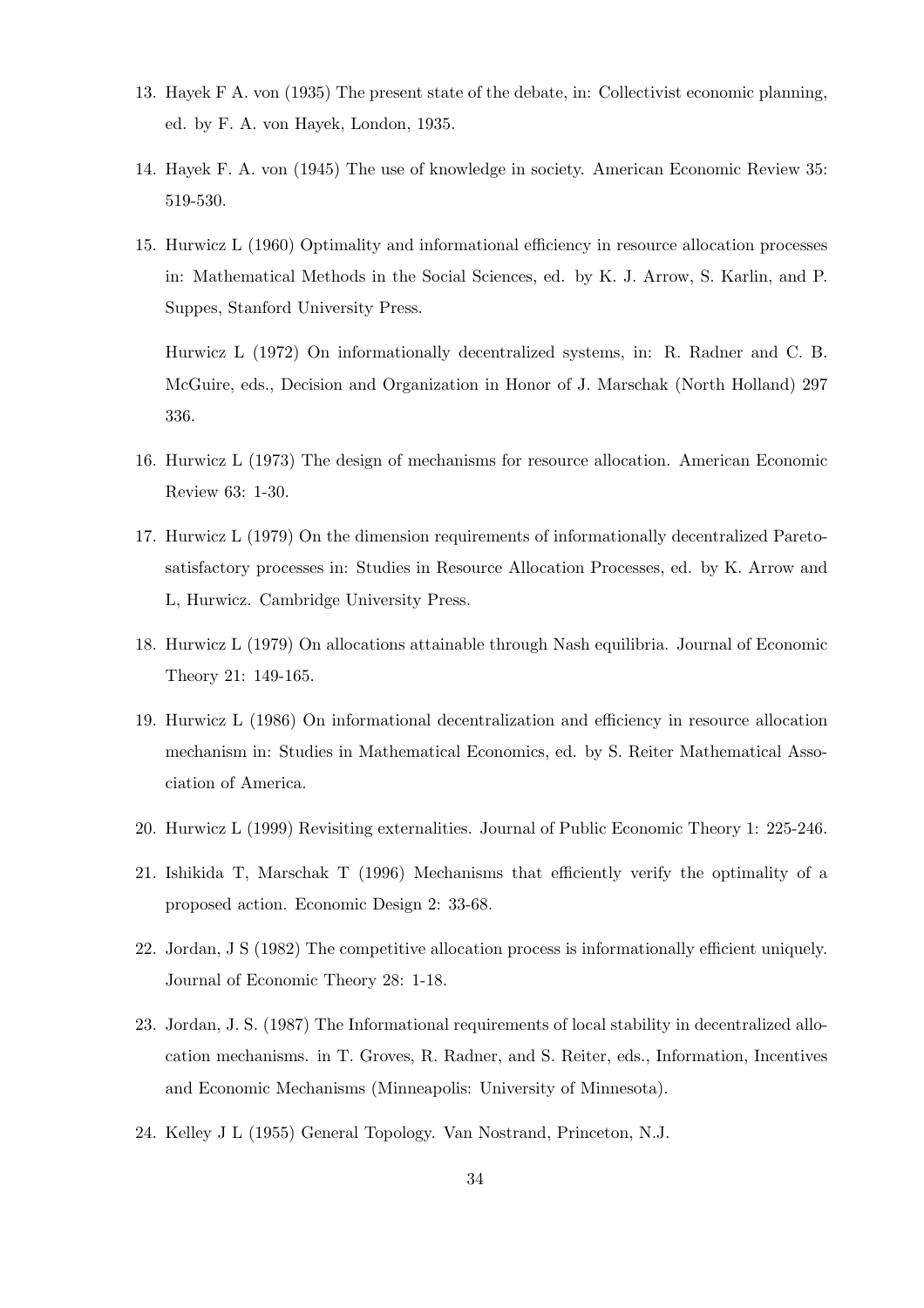13. Hayek F A. von (1935) The present state of the debate, in: Collectivist economic planning, ed. by F. A. von Hayek, London, 1935.

14. Hayek F. A. von (1945) The use of knowledge in society. American Economic Review 35: 519-530.

15. Hurwicz L (1960) Optimality and informational efficiency in resource allocation processes in: Mathematical Methods in the Social Sciences, ed. by K. J. Arrow, S. Karlin, and P. Suppes, Stanford University Press.

    Hurwicz L (1972) On informationally decentralized systems, in: R. Radner and C. B. McGuire, eds., Decision and Organization in Honor of J. Marschak (North Holland) 297 336.

16. Hurwicz L (1973) The design of mechanisms for resource allocation. American Economic Review 63: 1-30.

17. Hurwicz L (1979) On the dimension requirements of informationally decentralized Pareto-satisfactory processes in: Studies in Resource Allocation Processes, ed. by K. Arrow and L, Hurwicz. Cambridge University Press.

18. Hurwicz L (1979) On allocations attainable through Nash equilibria. Journal of Economic Theory 21: 149-165.

19. Hurwicz L (1986) On informational decentralization and efficiency in resource allocation mechanism in: Studies in Mathematical Economics, ed. by S. Reiter Mathematical Association of America.

20. Hurwicz L (1999) Revisiting externalities. Journal of Public Economic Theory 1: 225-246.

21. Ishikida T, Marschak T (1996) Mechanisms that efficiently verify the optimality of a proposed action. Economic Design 2: 33-68.

22. Jordan, J S (1982) The competitive allocation process is informationally efficient uniquely. Journal of Economic Theory 28: 1-18.

23. Jordan, J. S. (1987) The Informational requirements of local stability in decentralized allocation mechanisms. in T. Groves, R. Radner, and S. Reiter, eds., Information, Incentives and Economic Mechanisms (Minneapolis: University of Minnesota).

24. Kelley J L (1955) General Topology. Van Nostrand, Princeton, N.J.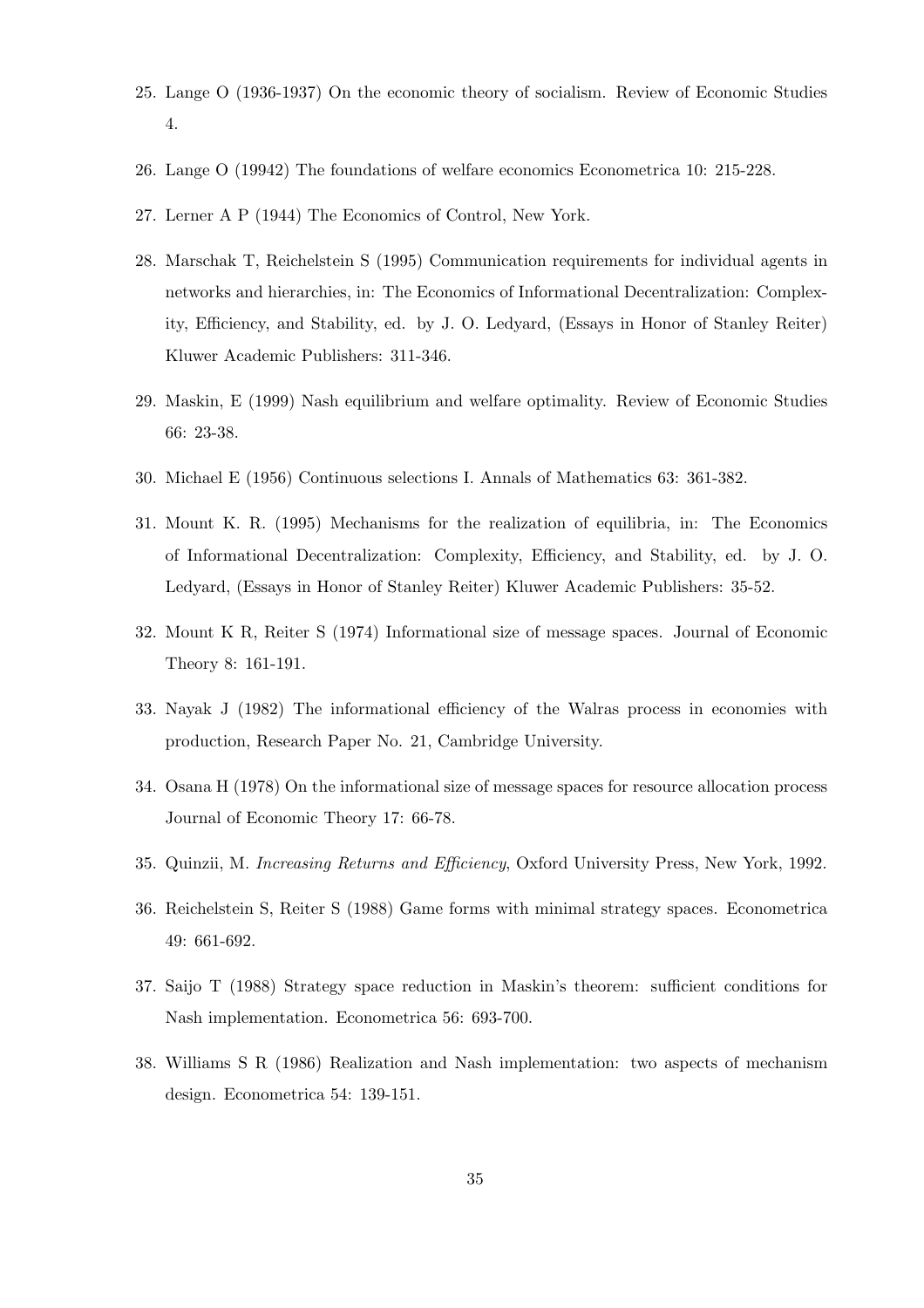25. Lange O (1936-1937) On the economic theory of socialism. Review of Economic Studies 4.

26. Lange O (19942) The foundations of welfare economics Econometrica 10: 215-228.

27. Lerner A P (1944) The Economics of Control, New York.

28. Marschak T, Reichelstein S (1995) Communication requirements for individual agents in networks and hierarchies, in: The Economics of Informational Decentralization: Complexity, Efficiency, and Stability, ed. by J. O. Ledyard, (Essays in Honor of Stanley Reiter) Kluwer Academic Publishers: 311-346.

29. Maskin, E (1999) Nash equilibrium and welfare optimality. Review of Economic Studies 66: 23-38.

30. Michael E (1956) Continuous selections I. Annals of Mathematics 63: 361-382.

31. Mount K. R. (1995) Mechanisms for the realization of equilibria, in: The Economics of Informational Decentralization: Complexity, Efficiency, and Stability, ed. by J. O. Ledyard, (Essays in Honor of Stanley Reiter) Kluwer Academic Publishers: 35-52.

32. Mount K R, Reiter S (1974) Informational size of message spaces. Journal of Economic Theory 8: 161-191.

33. Nayak J (1982) The informational efficiency of the Walras process in economies with production, Research Paper No. 21, Cambridge University.

34. Osana H (1978) On the informational size of message spaces for resource allocation process Journal of Economic Theory 17: 66-78.

35. Quinzii, M. *Increasing Returns and Efficiency*, Oxford University Press, New York, 1992.

36. Reichelstein S, Reiter S (1988) Game forms with minimal strategy spaces. Econometrica 49: 661-692.

37. Saijo T (1988) Strategy space reduction in Maskin's theorem: sufficient conditions for Nash implementation. Econometrica 56: 693-700.

38. Williams S R (1986) Realization and Nash implementation: two aspects of mechanism design. Econometrica 54: 139-151.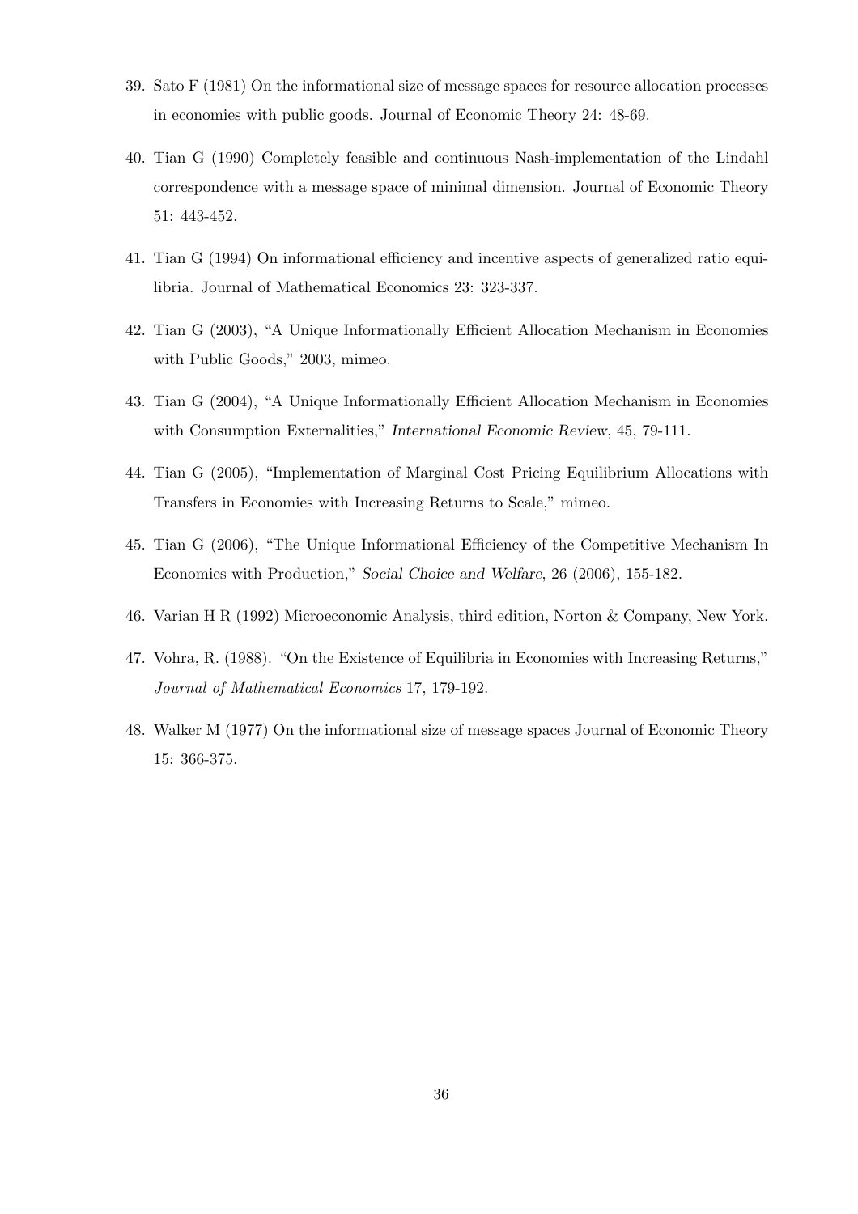39. Sato F (1981) On the informational size of message spaces for resource allocation processes in economies with public goods. Journal of Economic Theory 24: 48-69.

40. Tian G (1990) Completely feasible and continuous Nash-implementation of the Lindahl correspondence with a message space of minimal dimension. Journal of Economic Theory 51: 443-452.

41. Tian G (1994) On informational efficiency and incentive aspects of generalized ratio equilibria. Journal of Mathematical Economics 23: 323-337.

42. Tian G (2003), "A Unique Informationally Efficient Allocation Mechanism in Economies with Public Goods," 2003, mimeo.

43. Tian G (2004), "A Unique Informationally Efficient Allocation Mechanism in Economies with Consumption Externalities," *International Economic Review*, 45, 79-111.

44. Tian G (2005), "Implementation of Marginal Cost Pricing Equilibrium Allocations with Transfers in Economies with Increasing Returns to Scale," mimeo.

45. Tian G (2006), "The Unique Informational Efficiency of the Competitive Mechanism In Economies with Production," *Social Choice and Welfare*, 26 (2006), 155-182.

46. Varian H R (1992) Microeconomic Analysis, third edition, Norton & Company, New York.

47. Vohra, R. (1988). "On the Existence of Equilibria in Economies with Increasing Returns," *Journal of Mathematical Economics* 17, 179-192.

48. Walker M (1977) On the informational size of message spaces Journal of Economic Theory 15: 366-375.